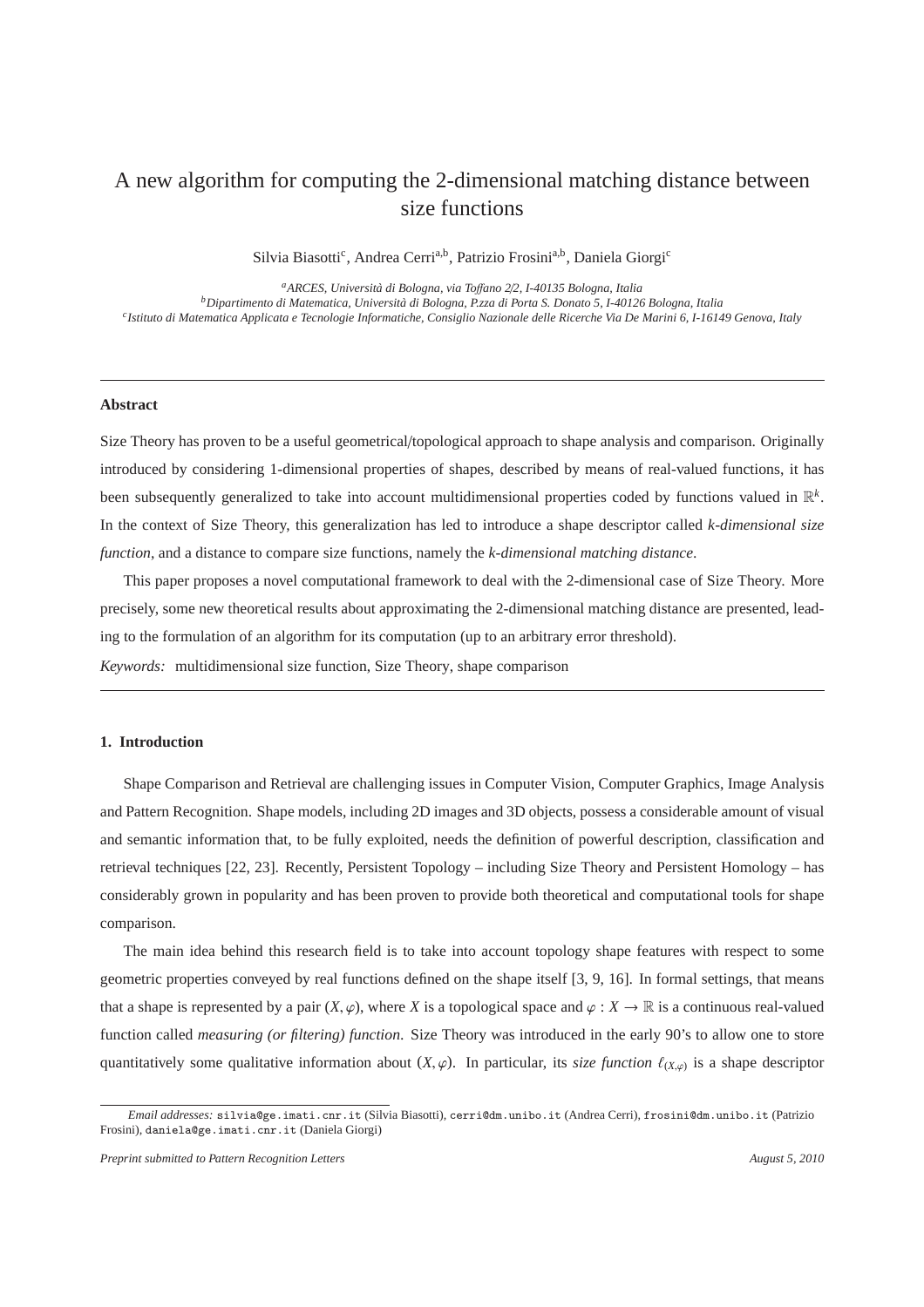# A new algorithm for computing the 2-dimensional matching distance between size functions

Silvia Biasotti[c], Andrea Cerri[a,b], Patrizio Frosini[a,b], Daniela Giorgi[c]

[a]*ARCES, Università di Bologna, via Toffano 2/2, I-40135 Bologna, Italia*
[b]*Dipartimento di Matematica, Università di Bologna, P.zza di Porta S. Donato 5, I-40126 Bologna, Italia*
[c]*Istituto di Matematica Applicata e Tecnologie Informatiche, Consiglio Nazionale delle Ricerche Via De Marini 6, I-16149 Genova, Italy*

---

**Abstract**

Size Theory has proven to be a useful geometrical/topological approach to shape analysis and comparison. Originally introduced by considering 1-dimensional properties of shapes, described by means of real-valued functions, it has been subsequently generalized to take into account multidimensional properties coded by functions valued in $\mathbb{R}^k$. In the context of Size Theory, this generalization has led to introduce a shape descriptor called *k-dimensional size function*, and a distance to compare size functions, namely the *k-dimensional matching distance*.

This paper proposes a novel computational framework to deal with the 2-dimensional case of Size Theory. More precisely, some new theoretical results about approximating the 2-dimensional matching distance are presented, leading to the formulation of an algorithm for its computation (up to an arbitrary error threshold).

*Keywords:* multidimensional size function, Size Theory, shape comparison

---

## 1. Introduction

Shape Comparison and Retrieval are challenging issues in Computer Vision, Computer Graphics, Image Analysis and Pattern Recognition. Shape models, including 2D images and 3D objects, possess a considerable amount of visual and semantic information that, to be fully exploited, needs the definition of powerful description, classification and retrieval techniques [22, 23]. Recently, Persistent Topology – including Size Theory and Persistent Homology – has considerably grown in popularity and has been proven to provide both theoretical and computational tools for shape comparison.

The main idea behind this research field is to take into account topology shape features with respect to some geometric properties conveyed by real functions defined on the shape itself [3, 9, 16]. In formal settings, that means that a shape is represented by a pair $(X, \varphi)$, where $X$ is a topological space and $\varphi : X \to \mathbb{R}$ is a continuous real-valued function called *measuring (or filtering) function*. Size Theory was introduced in the early 90's to allow one to store quantitatively some qualitative information about $(X, \varphi)$. In particular, its *size function* $\ell_{(X,\varphi)}$ is a shape descriptor

---

*Email addresses:* silvia@ge.imati.cnr.it (Silvia Biasotti), cerri@dm.unibo.it (Andrea Cerri), frosini@dm.unibo.it (Patrizio Frosini), daniela@ge.imati.cnr.it (Daniela Giorgi)

*Preprint submitted to Pattern Recognition Letters* *August 5, 2010*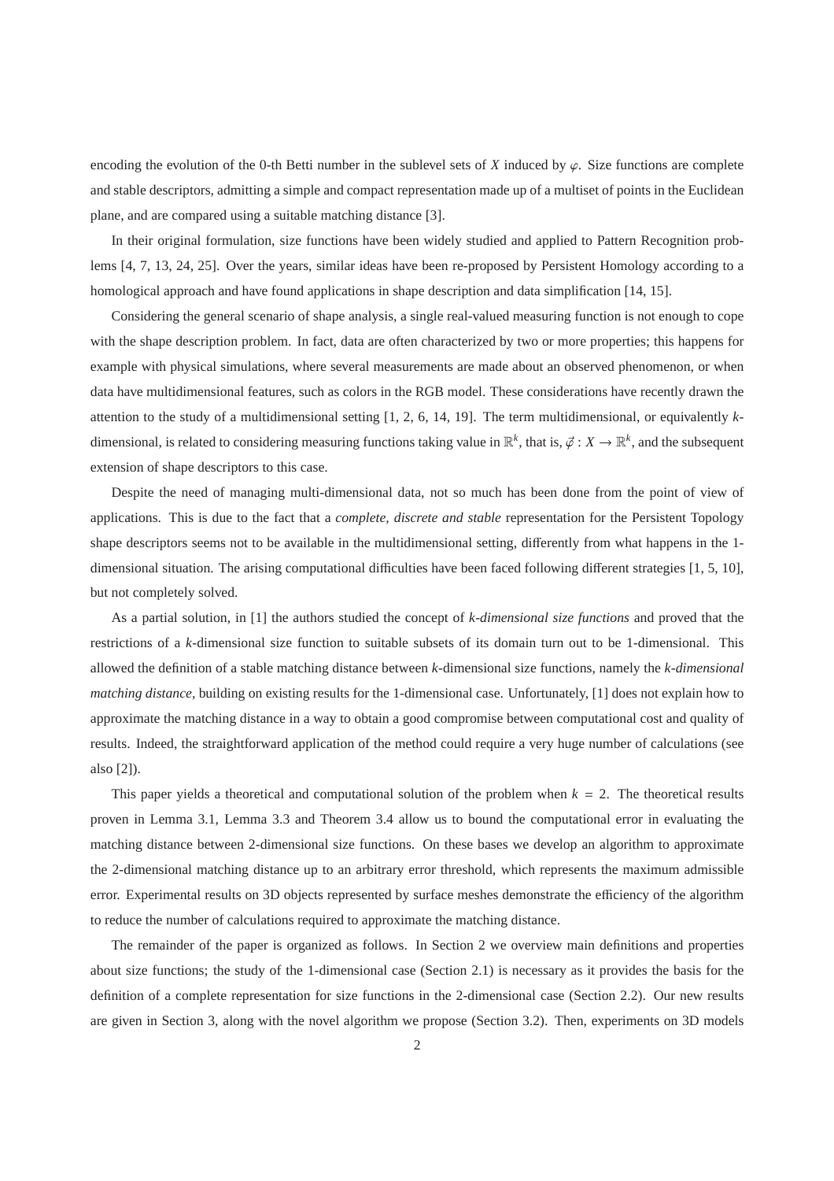encoding the evolution of the 0-th Betti number in the sublevel sets of $X$ induced by $\varphi$. Size functions are complete and stable descriptors, admitting a simple and compact representation made up of a multiset of points in the Euclidean plane, and are compared using a suitable matching distance [3].

In their original formulation, size functions have been widely studied and applied to Pattern Recognition problems [4, 7, 13, 24, 25]. Over the years, similar ideas have been re-proposed by Persistent Homology according to a homological approach and have found applications in shape description and data simplification [14, 15].

Considering the general scenario of shape analysis, a single real-valued measuring function is not enough to cope with the shape description problem. In fact, data are often characterized by two or more properties; this happens for example with physical simulations, where several measurements are made about an observed phenomenon, or when data have multidimensional features, such as colors in the RGB model. These considerations have recently drawn the attention to the study of a multidimensional setting [1, 2, 6, 14, 19]. The term multidimensional, or equivalently $k$-dimensional, is related to considering measuring functions taking value in $\mathbb{R}^k$, that is, $\vec{\varphi} : X \to \mathbb{R}^k$, and the subsequent extension of shape descriptors to this case.

Despite the need of managing multi-dimensional data, not so much has been done from the point of view of applications. This is due to the fact that a *complete, discrete and stable* representation for the Persistent Topology shape descriptors seems not to be available in the multidimensional setting, differently from what happens in the 1-dimensional situation. The arising computational difficulties have been faced following different strategies [1, 5, 10], but not completely solved.

As a partial solution, in [1] the authors studied the concept of *$k$-dimensional size functions* and proved that the restrictions of a $k$-dimensional size function to suitable subsets of its domain turn out to be 1-dimensional. This allowed the definition of a stable matching distance between $k$-dimensional size functions, namely the *$k$-dimensional matching distance*, building on existing results for the 1-dimensional case. Unfortunately, [1] does not explain how to approximate the matching distance in a way to obtain a good compromise between computational cost and quality of results. Indeed, the straightforward application of the method could require a very huge number of calculations (see also [2]).

This paper yields a theoretical and computational solution of the problem when $k = 2$. The theoretical results proven in Lemma 3.1, Lemma 3.3 and Theorem 3.4 allow us to bound the computational error in evaluating the matching distance between 2-dimensional size functions. On these bases we develop an algorithm to approximate the 2-dimensional matching distance up to an arbitrary error threshold, which represents the maximum admissible error. Experimental results on 3D objects represented by surface meshes demonstrate the efficiency of the algorithm to reduce the number of calculations required to approximate the matching distance.

The remainder of the paper is organized as follows. In Section 2 we overview main definitions and properties about size functions; the study of the 1-dimensional case (Section 2.1) is necessary as it provides the basis for the definition of a complete representation for size functions in the 2-dimensional case (Section 2.2). Our new results are given in Section 3, along with the novel algorithm we propose (Section 3.2). Then, experiments on 3D models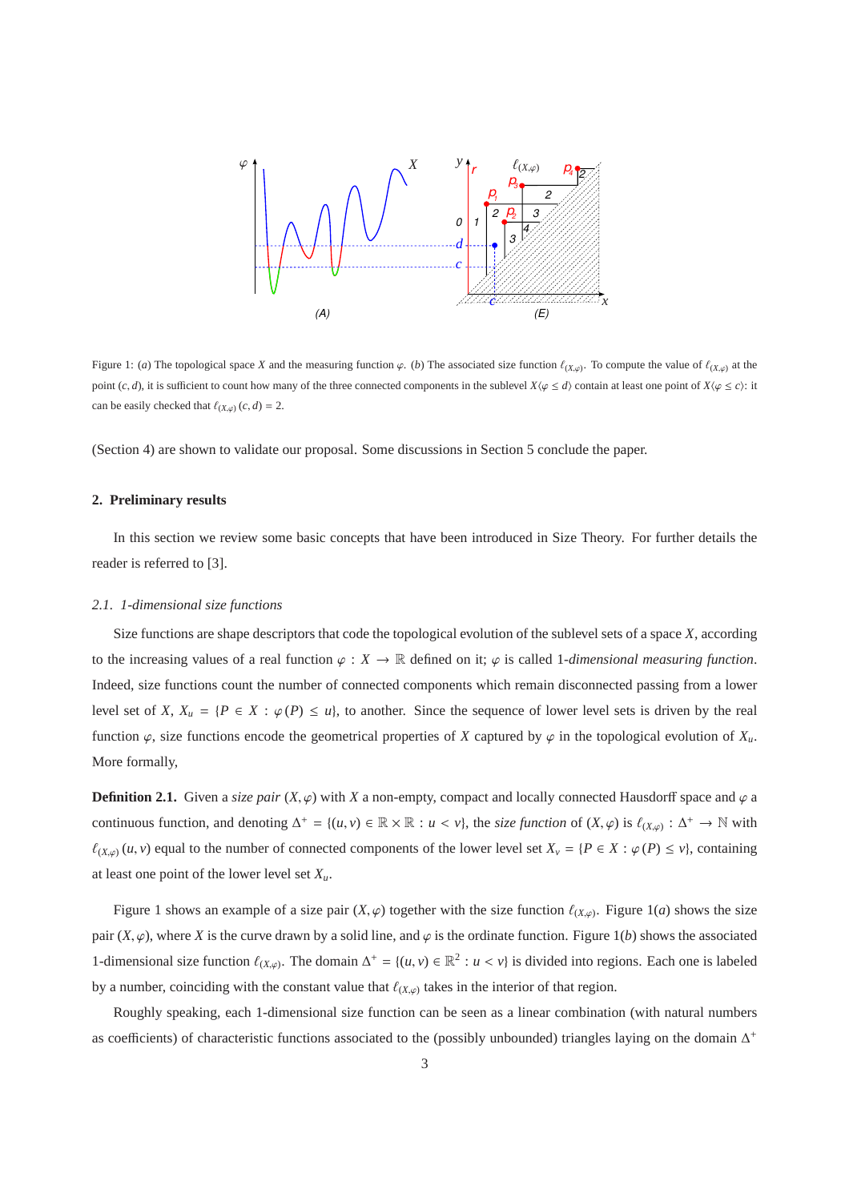Figure 1: (*a*) The topological space $X$ and the measuring function $\varphi$. (*b*) The associated size function $\ell_{(X,\varphi)}$. To compute the value of $\ell_{(X,\varphi)}$ at the point $(c, d)$, it is sufficient to count how many of the three connected components in the sublevel $X\langle\varphi \leq d\rangle$ contain at least one point of $X\langle\varphi \leq c\rangle$: it can be easily checked that $\ell_{(X,\varphi)}(c, d) = 2$.

(Section 4) are shown to validate our proposal. Some discussions in Section 5 conclude the paper.

## 2. Preliminary results

In this section we review some basic concepts that have been introduced in Size Theory. For further details the reader is referred to [3].

### 2.1. 1-dimensional size functions

Size functions are shape descriptors that code the topological evolution of the sublevel sets of a space $X$, according to the increasing values of a real function $\varphi : X \to \mathbb{R}$ defined on it; $\varphi$ is called 1-*dimensional measuring function*. Indeed, size functions count the number of connected components which remain disconnected passing from a lower level set of $X$, $X_u = \{P \in X : \varphi(P) \leq u\}$, to another. Since the sequence of lower level sets is driven by the real function $\varphi$, size functions encode the geometrical properties of $X$ captured by $\varphi$ in the topological evolution of $X_u$. More formally,

**Definition 2.1.** Given a *size pair* $(X, \varphi)$ with $X$ a non-empty, compact and locally connected Hausdorff space and $\varphi$ a continuous function, and denoting $\Delta^+ = \{(u, v) \in \mathbb{R} \times \mathbb{R} : u < v\}$, the *size function* of $(X, \varphi)$ is $\ell_{(X,\varphi)} : \Delta^+ \to \mathbb{N}$ with $\ell_{(X,\varphi)}(u, v)$ equal to the number of connected components of the lower level set $X_v = \{P \in X : \varphi(P) \leq v\}$, containing at least one point of the lower level set $X_u$.

Figure 1 shows an example of a size pair $(X, \varphi)$ together with the size function $\ell_{(X,\varphi)}$. Figure 1(*a*) shows the size pair $(X, \varphi)$, where $X$ is the curve drawn by a solid line, and $\varphi$ is the ordinate function. Figure 1(*b*) shows the associated 1-dimensional size function $\ell_{(X,\varphi)}$. The domain $\Delta^+ = \{(u, v) \in \mathbb{R}^2 : u < v\}$ is divided into regions. Each one is labeled by a number, coinciding with the constant value that $\ell_{(X,\varphi)}$ takes in the interior of that region.

Roughly speaking, each 1-dimensional size function can be seen as a linear combination (with natural numbers as coefficients) of characteristic functions associated to the (possibly unbounded) triangles laying on the domain $\Delta^+$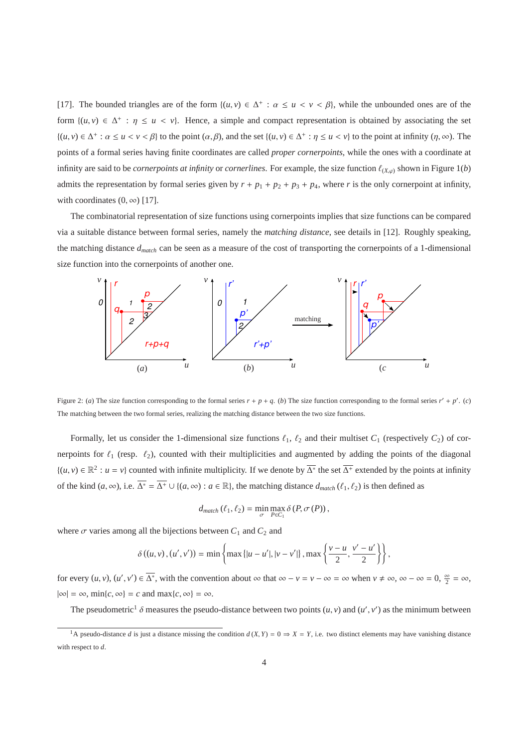[17]. The bounded triangles are of the form $\{(u,v) \in \Delta^+ : \alpha \leq u < v < \beta\}$, while the unbounded ones are of the form $\{(u,v) \in \Delta^+ : \eta \leq u < v\}$. Hence, a simple and compact representation is obtained by associating the set $\{(u,v) \in \Delta^+ : \alpha \leq u < v < \beta\}$ to the point $(\alpha, \beta)$, and the set $\{(u,v) \in \Delta^+ : \eta \leq u < v\}$ to the point at infinity $(\eta, \infty)$. The points of a formal series having finite coordinates are called *proper cornerpoints*, while the ones with a coordinate at infinity are said to be *cornerpoints at infinity* or *cornerlines*. For example, the size function $\ell_{(X,\varphi)}$ shown in Figure 1(*b*) admits the representation by formal series given by $r + p_1 + p_2 + p_3 + p_4$, where $r$ is the only cornerpoint at infinity, with coordinates $(0, \infty)$ [17].

The combinatorial representation of size functions using cornerpoints implies that size functions can be compared via a suitable distance between formal series, namely the *matching distance*, see details in [12]. Roughly speaking, the matching distance $d_{match}$ can be seen as a measure of the cost of transporting the cornerpoints of a 1-dimensional size function into the cornerpoints of another one.

Figure 2: (*a*) The size function corresponding to the formal series $r + p + q$. (*b*) The size function corresponding to the formal series $r' + p'$. (*c*) The matching between the two formal series, realizing the matching distance between the two size functions.

Formally, let us consider the 1-dimensional size functions $\ell_1$, $\ell_2$ and their multiset $C_1$ (respectively $C_2$) of cornerpoints for $\ell_1$ (resp. $\ell_2$), counted with their multiplicities and augmented by adding the points of the diagonal $\{(u,v) \in \mathbb{R}^2 : u = v\}$ counted with infinite multiplicity. If we denote by $\overline{\Delta^*}$ the set $\overline{\Delta^+}$ extended by the points at infinity of the kind $(a, \infty)$, i.e. $\overline{\Delta^*} = \overline{\Delta^+} \cup \{(a, \infty) : a \in \mathbb{R}\}$, the matching distance $d_{match}(\ell_1, \ell_2)$ is then defined as

$$d_{match}(\ell_1, \ell_2) = \min_{\sigma} \max_{P \in C_1} \delta(P, \sigma(P)),$$

where $\sigma$ varies among all the bijections between $C_1$ and $C_2$ and

$$\delta((u,v),(u',v')) = \min\left\{\max\{|u-u'|, |v-v'|\}, \max\left\{\frac{v-u}{2}, \frac{v'-u'}{2}\right\}\right\},$$

for every $(u,v), (u',v') \in \overline{\Delta^*}$, with the convention about $\infty$ that $\infty - v = v - \infty = \infty$ when $v \neq \infty$, $\infty - \infty = 0$, $\frac{\infty}{2} = \infty$, $|\infty| = \infty$, $\min\{c, \infty\} = c$ and $\max\{c, \infty\} = \infty$.

The pseudometric[1] $\delta$ measures the pseudo-distance between two points $(u,v)$ and $(u',v')$ as the minimum between

[1] A pseudo-distance $d$ is just a distance missing the condition $d(X,Y) = 0 \Rightarrow X = Y$, i.e. two distinct elements may have vanishing distance with respect to $d$.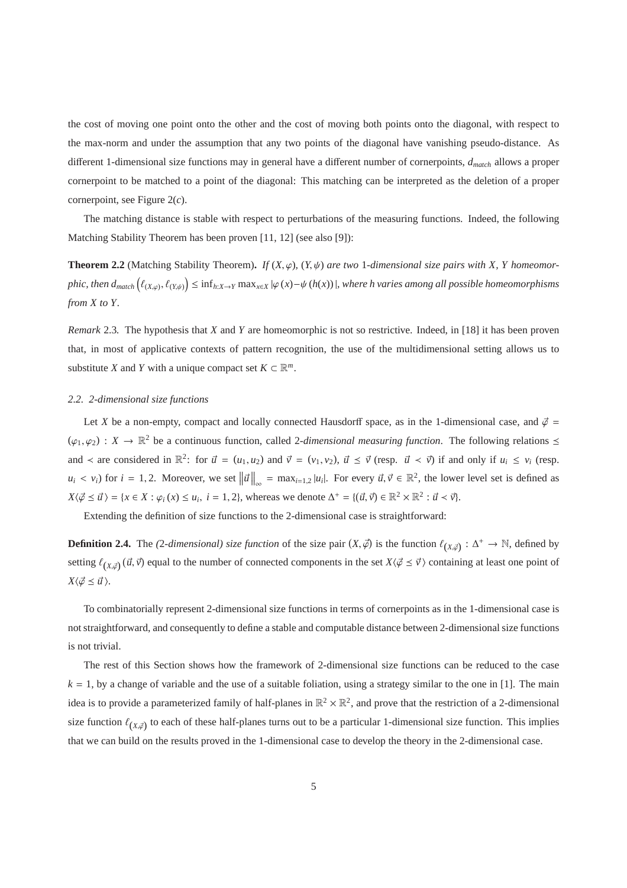the cost of moving one point onto the other and the cost of moving both points onto the diagonal, with respect to the max-norm and under the assumption that any two points of the diagonal have vanishing pseudo-distance. As different 1-dimensional size functions may in general have a different number of cornerpoints, $d_{match}$ allows a proper cornerpoint to be matched to a point of the diagonal: This matching can be interpreted as the deletion of a proper cornerpoint, see Figure 2($c$).

The matching distance is stable with respect to perturbations of the measuring functions. Indeed, the following Matching Stability Theorem has been proven [11, 12] (see also [9]):

**Theorem 2.2** (Matching Stability Theorem)**.** *If $(X, \varphi)$, $(Y, \psi)$ are two 1-dimensional size pairs with $X$, $Y$ homeomorphic, then $d_{match}\left(\ell_{(X,\varphi)}, \ell_{(Y,\psi)}\right) \leq \inf_{h:X\to Y} \max_{x\in X} |\varphi(x) - \psi(h(x))|$, where $h$ varies among all possible homeomorphisms from $X$ to $Y$.*

*Remark* 2.3*.* The hypothesis that $X$ and $Y$ are homeomorphic is not so restrictive. Indeed, in [18] it has been proven that, in most of applicative contexts of pattern recognition, the use of the multidimensional setting allows us to substitute $X$ and $Y$ with a unique compact set $K \subset \mathbb{R}^m$.

### *2.2. 2-dimensional size functions*

Let $X$ be a non-empty, compact and locally connected Hausdorff space, as in the 1-dimensional case, and $\vec{\varphi} = (\varphi_1, \varphi_2) : X \to \mathbb{R}^2$ be a continuous function, called 2*-dimensional measuring function*. The following relations $\preceq$ and $\prec$ are considered in $\mathbb{R}^2$: for $\vec{u} = (u_1, u_2)$ and $\vec{v} = (v_1, v_2)$, $\vec{u} \preceq \vec{v}$ (resp. $\vec{u} \prec \vec{v}$) if and only if $u_i \leq v_i$ (resp. $u_i < v_i$) for $i = 1, 2$. Moreover, we set $\left\|\vec{u}\right\|_\infty = \max_{i=1,2} |u_i|$. For every $\vec{u}, \vec{v} \in \mathbb{R}^2$, the lower level set is defined as $X\langle\vec{\varphi} \preceq \vec{u}\,\rangle = \{x \in X : \varphi_i(x) \leq u_i,\ i = 1, 2\}$, whereas we denote $\Delta^+ = \{(\vec{u}, \vec{v}) \in \mathbb{R}^2 \times \mathbb{R}^2 : \vec{u} \prec \vec{v}\}$.

Extending the definition of size functions to the 2-dimensional case is straightforward:

**Definition 2.4.** The *(2-dimensional) size function* of the size pair $(X, \vec{\varphi})$ is the function $\ell_{(X,\vec{\varphi})} : \Delta^+ \to \mathbb{N}$, defined by setting $\ell_{(X,\vec{\varphi})}(\vec{u}, \vec{v})$ equal to the number of connected components in the set $X\langle\vec{\varphi} \preceq \vec{v}\,\rangle$ containing at least one point of $X\langle\vec{\varphi} \preceq \vec{u}\,\rangle$.

To combinatorially represent 2-dimensional size functions in terms of cornerpoints as in the 1-dimensional case is not straightforward, and consequently to define a stable and computable distance between 2-dimensional size functions is not trivial.

The rest of this Section shows how the framework of 2-dimensional size functions can be reduced to the case $k = 1$, by a change of variable and the use of a suitable foliation, using a strategy similar to the one in [1]. The main idea is to provide a parameterized family of half-planes in $\mathbb{R}^2 \times \mathbb{R}^2$, and prove that the restriction of a 2-dimensional size function $\ell_{(X,\vec{\varphi})}$ to each of these half-planes turns out to be a particular 1-dimensional size function. This implies that we can build on the results proved in the 1-dimensional case to develop the theory in the 2-dimensional case.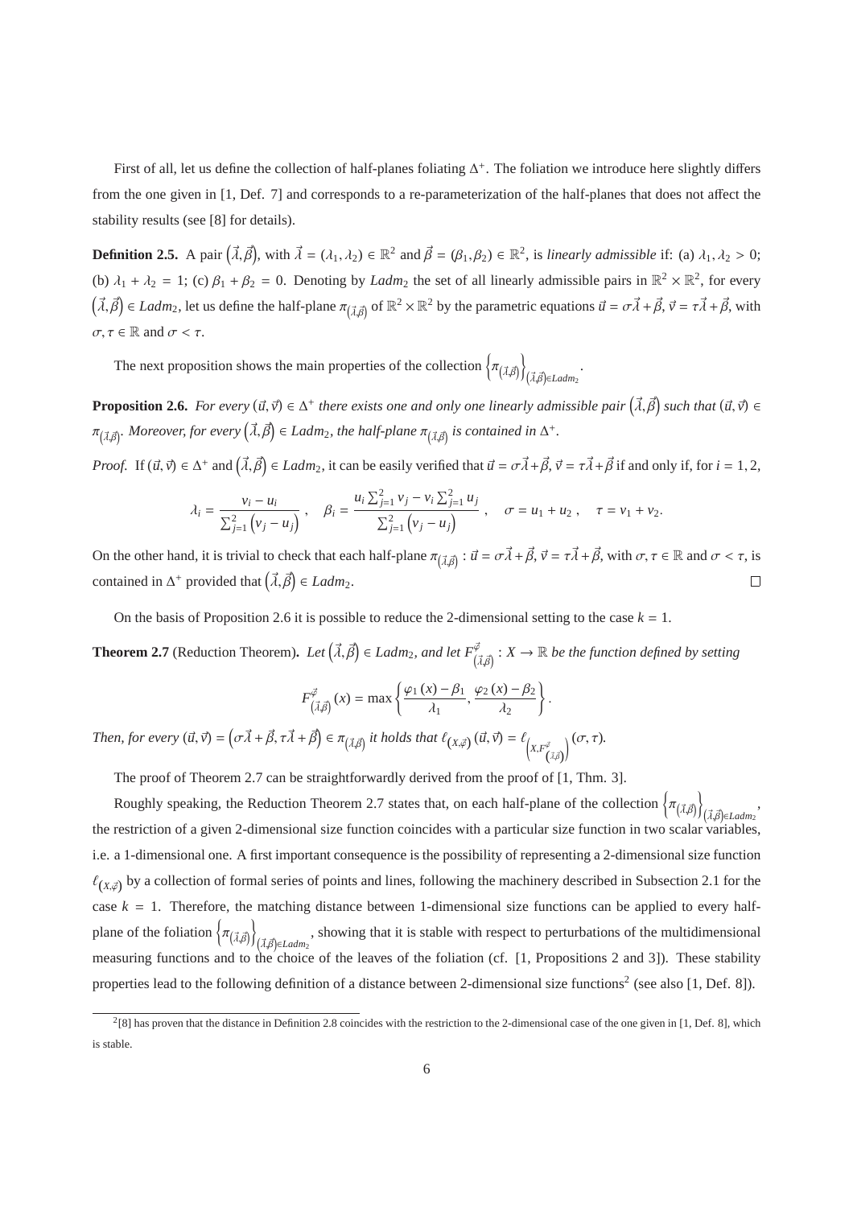First of all, let us define the collection of half-planes foliating $\Delta^+$. The foliation we introduce here slightly differs from the one given in [1, Def. 7] and corresponds to a re-parameterization of the half-planes that does not affect the stability results (see [8] for details).

**Definition 2.5.** A pair $\left(\vec{\lambda},\vec{\beta}\right)$, with $\vec{\lambda} = (\lambda_1, \lambda_2) \in \mathbb{R}^2$ and $\vec{\beta} = (\beta_1, \beta_2) \in \mathbb{R}^2$, is *linearly admissible* if: (a) $\lambda_1, \lambda_2 > 0$; (b) $\lambda_1 + \lambda_2 = 1$; (c) $\beta_1 + \beta_2 = 0$. Denoting by $Ladm_2$ the set of all linearly admissible pairs in $\mathbb{R}^2 \times \mathbb{R}^2$, for every $\left(\vec{\lambda},\vec{\beta}\right) \in Ladm_2$, let us define the half-plane $\pi_{\left(\vec{\lambda},\vec{\beta}\right)}$ of $\mathbb{R}^2 \times \mathbb{R}^2$ by the parametric equations $\vec{u} = \sigma\vec{\lambda} + \vec{\beta}$, $\vec{v} = \tau\vec{\lambda} + \vec{\beta}$, with $\sigma, \tau \in \mathbb{R}$ and $\sigma < \tau$.

The next proposition shows the main properties of the collection $\left\{\pi_{\left(\vec{\lambda},\vec{\beta}\right)}\right\}_{\left(\vec{\lambda},\vec{\beta}\right)\in Ladm_2}$.

**Proposition 2.6.** *For every $(\vec{u}, \vec{v}) \in \Delta^+$ there exists one and only one linearly admissible pair $\left(\vec{\lambda},\vec{\beta}\right)$ such that $(\vec{u}, \vec{v}) \in \pi_{\left(\vec{\lambda},\vec{\beta}\right)}$. Moreover, for every $\left(\vec{\lambda},\vec{\beta}\right) \in Ladm_2$, the half-plane $\pi_{\left(\vec{\lambda},\vec{\beta}\right)}$ is contained in $\Delta^+$.*

*Proof.* If $(\vec{u}, \vec{v}) \in \Delta^+$ and $\left(\vec{\lambda},\vec{\beta}\right) \in Ladm_2$, it can be easily verified that $\vec{u} = \sigma\vec{\lambda} + \vec{\beta}$, $\vec{v} = \tau\vec{\lambda} + \vec{\beta}$ if and only if, for $i = 1, 2$,

$$\lambda_i = \frac{v_i - u_i}{\sum_{j=1}^{2}\left(v_j - u_j\right)}\ , \quad \beta_i = \frac{u_i \sum_{j=1}^{2} v_j - v_i \sum_{j=1}^{2} u_j}{\sum_{j=1}^{2}\left(v_j - u_j\right)}\ , \quad \sigma = u_1 + u_2\ , \quad \tau = v_1 + v_2.$$

On the other hand, it is trivial to check that each half-plane $\pi_{\left(\vec{\lambda},\vec{\beta}\right)} : \vec{u} = \sigma\vec{\lambda} + \vec{\beta}$, $\vec{v} = \tau\vec{\lambda} + \vec{\beta}$, with $\sigma, \tau \in \mathbb{R}$ and $\sigma < \tau$, is contained in $\Delta^+$ provided that $\left(\vec{\lambda},\vec{\beta}\right) \in Ladm_2$. □

On the basis of Proposition 2.6 it is possible to reduce the 2-dimensional setting to the case $k = 1$.

**Theorem 2.7** (Reduction Theorem)**.** *Let $\left(\vec{\lambda},\vec{\beta}\right) \in Ladm_2$, and let $F^{\vec{\varphi}}_{\left(\vec{\lambda},\vec{\beta}\right)} : X \to \mathbb{R}$ be the function defined by setting*

$$F^{\vec{\varphi}}_{\left(\vec{\lambda},\vec{\beta}\right)}(x) = \max\left\{\frac{\varphi_1(x) - \beta_1}{\lambda_1}, \frac{\varphi_2(x) - \beta_2}{\lambda_2}\right\}.$$

*Then, for every $(\vec{u}, \vec{v}) = \left(\sigma\vec{\lambda} + \vec{\beta}, \tau\vec{\lambda} + \vec{\beta}\right) \in \pi_{\left(\vec{\lambda},\vec{\beta}\right)}$ it holds that $\ell_{(X,\vec{\varphi})}(\vec{u}, \vec{v}) = \ell_{\left(X, F^{\vec{\varphi}}_{\left(\vec{\lambda},\vec{\beta}\right)}\right)}(\sigma, \tau)$.*

The proof of Theorem 2.7 can be straightforwardly derived from the proof of [1, Thm. 3].

Roughly speaking, the Reduction Theorem 2.7 states that, on each half-plane of the collection $\left\{\pi_{\left(\vec{\lambda},\vec{\beta}\right)}\right\}_{\left(\vec{\lambda},\vec{\beta}\right)\in Ladm_2}$, the restriction of a given 2-dimensional size function coincides with a particular size function in two scalar variables, i.e. a 1-dimensional one. A first important consequence is the possibility of representing a 2-dimensional size function $\ell_{(X,\vec{\varphi})}$ by a collection of formal series of points and lines, following the machinery described in Subsection 2.1 for the case $k = 1$. Therefore, the matching distance between 1-dimensional size functions can be applied to every half-plane of the foliation $\left\{\pi_{\left(\vec{\lambda},\vec{\beta}\right)}\right\}_{\left(\vec{\lambda},\vec{\beta}\right)\in Ladm_2}$, showing that it is stable with respect to perturbations of the multidimensional measuring functions and to the choice of the leaves of the foliation (cf. [1, Propositions 2 and 3]). These stability properties lead to the following definition of a distance between 2-dimensional size functions[2] (see also [1, Def. 8]).

---

[2] [8] has proven that the distance in Definition 2.8 coincides with the restriction to the 2-dimensional case of the one given in [1, Def. 8], which is stable.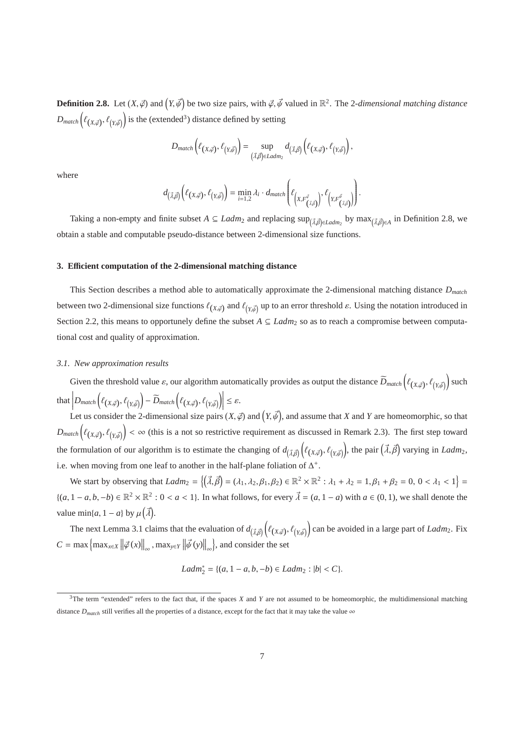**Definition 2.8.** Let $(X, \vec{\varphi})$ and $\left(Y, \vec{\psi}\right)$ be two size pairs, with $\vec{\varphi}, \vec{\psi}$ valued in $\mathbb{R}^2$. The 2*-dimensional matching distance* $D_{match}\left(\ell_{(X,\vec{\varphi})}, \ell_{\left(Y,\vec{\psi}\right)}\right)$ is the (extended[3]) distance defined by setting

$$D_{match}\left(\ell_{(X,\vec{\varphi})}, \ell_{\left(Y,\vec{\psi}\right)}\right) = \sup_{\left(\vec{\lambda},\vec{\beta}\right) \in Ladm_2} d_{\left(\vec{\lambda},\vec{\beta}\right)}\left(\ell_{(X,\vec{\varphi})}, \ell_{\left(Y,\vec{\psi}\right)}\right),$$

where

$$d_{\left(\vec{\lambda},\vec{\beta}\right)}\left(\ell_{(X,\vec{\varphi})}, \ell_{\left(Y,\vec{\psi}\right)}\right) = \min_{i=1,2} \lambda_i \cdot d_{match}\left(\ell_{\left(X,F^{\vec{\varphi}}_{\left(\vec{\lambda},\vec{\beta}\right)}\right)}, \ell_{\left(Y,F^{\vec{\psi}}_{\left(\vec{\lambda},\vec{\beta}\right)}\right)}\right).$$

Taking a non-empty and finite subset $A \subseteq Ladm_2$ and replacing $\sup_{\left(\vec{\lambda},\vec{\beta}\right)\in Ladm_2}$ by $\max_{\left(\vec{\lambda},\vec{\beta}\right)\in A}$ in Definition 2.8, we obtain a stable and computable pseudo-distance between 2-dimensional size functions.

## 3. Efficient computation of the 2-dimensional matching distance

This Section describes a method able to automatically approximate the 2-dimensional matching distance $D_{match}$ between two 2-dimensional size functions $\ell_{(X,\vec{\varphi})}$ and $\ell_{\left(Y,\vec{\psi}\right)}$ up to an error threshold $\varepsilon$. Using the notation introduced in Section 2.2, this means to opportunely define the subset $A \subseteq Ladm_2$ so as to reach a compromise between computational cost and quality of approximation.

### *3.1. New approximation results*

Given the threshold value $\varepsilon$, our algorithm automatically provides as output the distance $\widetilde{D}_{match}\left(\ell_{(X,\vec{\varphi})}, \ell_{\left(Y,\vec{\psi}\right)}\right)$ such that $\left|D_{match}\left(\ell_{(X,\vec{\varphi})}, \ell_{\left(Y,\vec{\psi}\right)}\right) - \widetilde{D}_{match}\left(\ell_{(X,\vec{\varphi})}, \ell_{\left(Y,\vec{\psi}\right)}\right)\right| \leq \varepsilon$.

Let us consider the 2-dimensional size pairs $(X, \vec{\varphi})$ and $\left(Y, \vec{\psi}\right)$, and assume that $X$ and $Y$ are homeomorphic, so that $D_{match}\left(\ell_{(X,\vec{\varphi})}, \ell_{\left(Y,\vec{\psi}\right)}\right) < \infty$ (this is a not so restrictive requirement as discussed in Remark 2.3). The first step toward the formulation of our algorithm is to estimate the changing of $d_{\left(\vec{\lambda},\vec{\beta}\right)}\left(\ell_{(X,\vec{\varphi})}, \ell_{\left(Y,\vec{\psi}\right)}\right)$, the pair $\left(\vec{\lambda},\vec{\beta}\right)$ varying in $Ladm_2$, i.e. when moving from one leaf to another in the half-plane foliation of $\Delta^+$.

We start by observing that $Ladm_2 = \left\{\left(\vec{\lambda},\vec{\beta}\right) = (\lambda_1, \lambda_2, \beta_1, \beta_2) \in \mathbb{R}^2 \times \mathbb{R}^2 : \lambda_1 + \lambda_2 = 1, \beta_1 + \beta_2 = 0,\ 0 < \lambda_1 < 1\right\} = \{(a, 1-a, b, -b) \in \mathbb{R}^2 \times \mathbb{R}^2 : 0 < a < 1\}$. In what follows, for every $\vec{\lambda} = (a, 1-a)$ with $a \in (0,1)$, we shall denote the value $\min\{a, 1-a\}$ by $\mu\left(\vec{\lambda}\right)$.

The next Lemma 3.1 claims that the evaluation of $d_{\left(\vec{\lambda},\vec{\beta}\right)}\left(\ell_{(X,\vec{\varphi})}, \ell_{\left(Y,\vec{\psi}\right)}\right)$ can be avoided in a large part of $Ladm_2$. Fix $C = \max\left\{\max_{x\in X}\left\|\vec{\varphi}(x)\right\|_\infty, \max_{y\in Y}\left\|\vec{\psi}(y)\right\|_\infty\right\}$, and consider the set

$$Ladm_2^* = \{(a, 1-a, b, -b) \in Ladm_2 : |b| < C\}.$$

[3] The term "extended" refers to the fact that, if the spaces $X$ and $Y$ are not assumed to be homeomorphic, the multidimensional matching distance $D_{match}$ still verifies all the properties of a distance, except for the fact that it may take the value $\infty$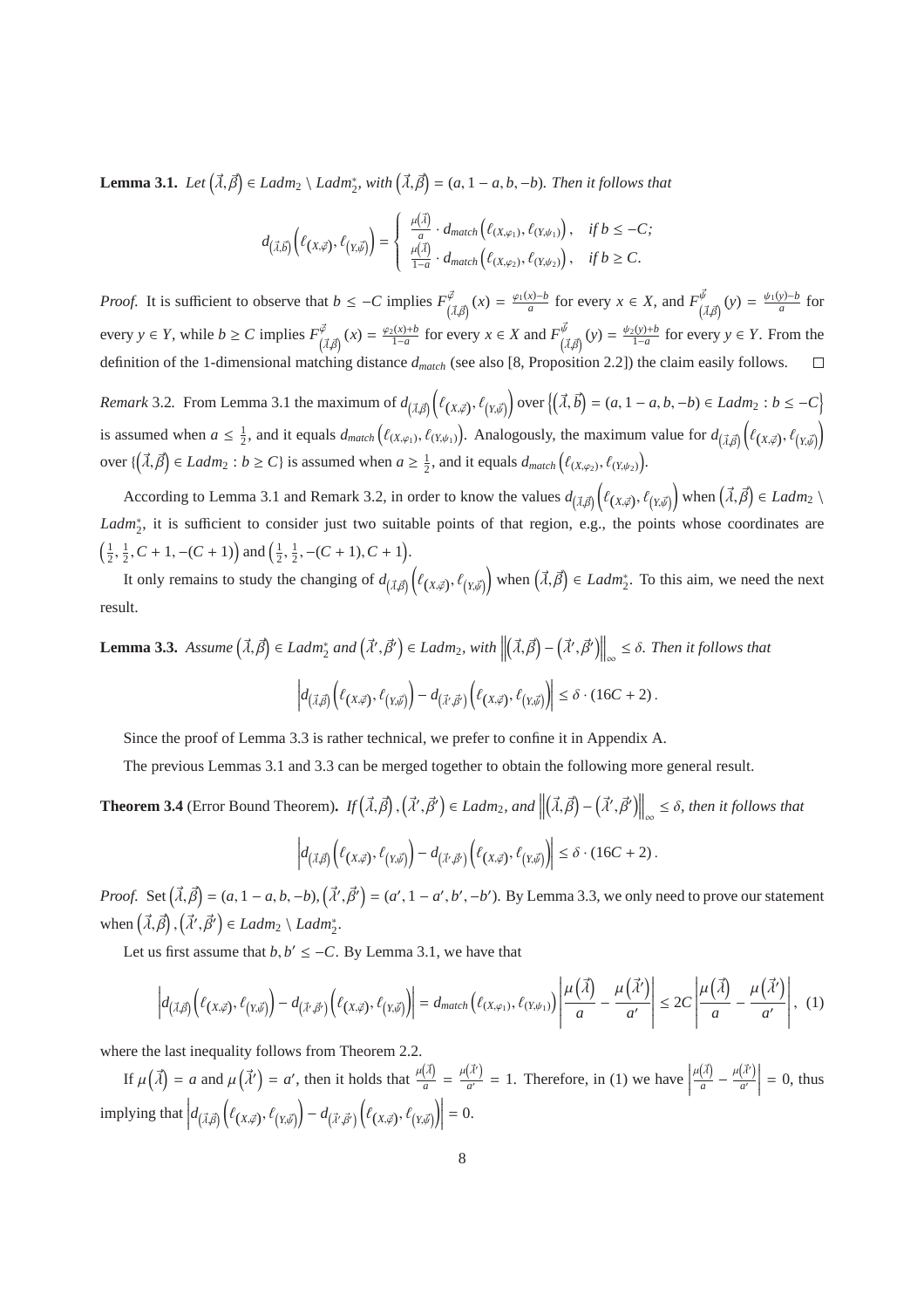**Lemma 3.1.** *Let* $\left(\vec{\lambda},\vec{\beta}\right) \in Ladm_2 \setminus Ladm_2^*$*, with* $\left(\vec{\lambda},\vec{\beta}\right) = (a, 1-a, b, -b)$*. Then it follows that*

$$d_{\left(\vec{\lambda},\vec{b}\right)}\left(\ell_{\left(X,\vec{\varphi}\right)}, \ell_{\left(Y,\vec{\psi}\right)}\right) = \begin{cases} \frac{\mu\left(\vec{\lambda}\right)}{a} \cdot d_{match}\left(\ell_{(X,\varphi_1)}, \ell_{(Y,\psi_1)}\right), & \text{if } b \leq -C; \\ \frac{\mu\left(\vec{\lambda}\right)}{1-a} \cdot d_{match}\left(\ell_{(X,\varphi_2)}, \ell_{(Y,\psi_2)}\right), & \text{if } b \geq C. \end{cases}$$

*Proof.* It is sufficient to observe that $b \leq -C$ implies $F^{\vec{\varphi}}_{\left(\vec{\lambda},\vec{\beta}\right)}(x) = \frac{\varphi_1(x)-b}{a}$ for every $x \in X$, and $F^{\vec{\psi}}_{\left(\vec{\lambda},\vec{\beta}\right)}(y) = \frac{\psi_1(y)-b}{a}$ for every $y \in Y$, while $b \geq C$ implies $F^{\vec{\varphi}}_{\left(\vec{\lambda},\vec{\beta}\right)}(x) = \frac{\varphi_2(x)+b}{1-a}$ for every $x \in X$ and $F^{\vec{\psi}}_{\left(\vec{\lambda},\vec{\beta}\right)}(y) = \frac{\psi_2(y)+b}{1-a}$ for every $y \in Y$. From the definition of the 1-dimensional matching distance $d_{match}$ (see also [8, Proposition 2.2]) the claim easily follows. □

*Remark* 3.2. From Lemma 3.1 the maximum of $d_{\left(\vec{\lambda},\vec{\beta}\right)}\left(\ell_{\left(X,\vec{\varphi}\right)}, \ell_{\left(Y,\vec{\psi}\right)}\right)$ over $\left\{\left(\vec{\lambda},\vec{b}\right) = (a, 1-a, b, -b) \in Ladm_2 : b \leq -C\right\}$ is assumed when $a \leq \frac{1}{2}$, and it equals $d_{match}\left(\ell_{(X,\varphi_1)}, \ell_{(Y,\psi_1)}\right)$. Analogously, the maximum value for $d_{\left(\vec{\lambda},\vec{\beta}\right)}\left(\ell_{\left(X,\vec{\varphi}\right)}, \ell_{\left(Y,\vec{\psi}\right)}\right)$ over $\{\left(\vec{\lambda},\vec{\beta}\right) \in Ladm_2 : b \geq C\}$ is assumed when $a \geq \frac{1}{2}$, and it equals $d_{match}\left(\ell_{(X,\varphi_2)}, \ell_{(Y,\psi_2)}\right)$.

According to Lemma 3.1 and Remark 3.2, in order to know the values $d_{\left(\vec{\lambda},\vec{\beta}\right)}\left(\ell_{\left(X,\vec{\varphi}\right)}, \ell_{\left(Y,\vec{\psi}\right)}\right)$ when $\left(\vec{\lambda},\vec{\beta}\right) \in Ladm_2 \setminus Ladm_2^*$, it is sufficient to consider just two suitable points of that region, e.g., the points whose coordinates are $\left(\frac{1}{2}, \frac{1}{2}, C+1, -(C+1)\right)$ and $\left(\frac{1}{2}, \frac{1}{2}, -(C+1), C+1\right)$.

It only remains to study the changing of $d_{\left(\vec{\lambda},\vec{\beta}\right)}\left(\ell_{\left(X,\vec{\varphi}\right)}, \ell_{\left(Y,\vec{\psi}\right)}\right)$ when $\left(\vec{\lambda},\vec{\beta}\right) \in Ladm_2^*$. To this aim, we need the next result.

**Lemma 3.3.** *Assume* $\left(\vec{\lambda},\vec{\beta}\right) \in Ladm_2^*$ *and* $\left(\vec{\lambda}',\vec{\beta}'\right) \in Ladm_2$*, with* $\left\|\left(\vec{\lambda},\vec{\beta}\right) - \left(\vec{\lambda}',\vec{\beta}'\right)\right\|_\infty \leq \delta$*. Then it follows that*

$$\left| d_{\left(\vec{\lambda},\vec{\beta}\right)}\left(\ell_{\left(X,\vec{\varphi}\right)}, \ell_{\left(Y,\vec{\psi}\right)}\right) - d_{\left(\vec{\lambda}',\vec{\beta}'\right)}\left(\ell_{\left(X,\vec{\varphi}\right)}, \ell_{\left(Y,\vec{\psi}\right)}\right) \right| \leq \delta \cdot (16C + 2).$$

Since the proof of Lemma 3.3 is rather technical, we prefer to confine it in Appendix A.

The previous Lemmas 3.1 and 3.3 can be merged together to obtain the following more general result.

**Theorem 3.4** (Error Bound Theorem)**.** *If* $\left(\vec{\lambda},\vec{\beta}\right), \left(\vec{\lambda}',\vec{\beta}'\right) \in Ladm_2$*, and* $\left\|\left(\vec{\lambda},\vec{\beta}\right) - \left(\vec{\lambda}',\vec{\beta}'\right)\right\|_\infty \leq \delta$*, then it follows that*

$$\left| d_{\left(\vec{\lambda},\vec{\beta}\right)}\left(\ell_{\left(X,\vec{\varphi}\right)}, \ell_{\left(Y,\vec{\psi}\right)}\right) - d_{\left(\vec{\lambda}',\vec{\beta}'\right)}\left(\ell_{\left(X,\vec{\varphi}\right)}, \ell_{\left(Y,\vec{\psi}\right)}\right) \right| \leq \delta \cdot (16C + 2).$$

*Proof.* Set $\left(\vec{\lambda},\vec{\beta}\right) = (a, 1-a, b, -b), \left(\vec{\lambda}',\vec{\beta}'\right) = (a', 1-a', b', -b')$. By Lemma 3.3, we only need to prove our statement when $\left(\vec{\lambda},\vec{\beta}\right), \left(\vec{\lambda}',\vec{\beta}'\right) \in Ladm_2 \setminus Ladm_2^*$.

Let us first assume that $b, b' \leq -C$. By Lemma 3.1, we have that

$$\left| d_{\left(\vec{\lambda},\vec{\beta}\right)}\left(\ell_{\left(X,\vec{\varphi}\right)}, \ell_{\left(Y,\vec{\psi}\right)}\right) - d_{\left(\vec{\lambda}',\vec{\beta}'\right)}\left(\ell_{\left(X,\vec{\varphi}\right)}, \ell_{\left(Y,\vec{\psi}\right)}\right) \right| = d_{match}\left(\ell_{(X,\varphi_1)}, \ell_{(Y,\psi_1)}\right) \left| \frac{\mu\left(\vec{\lambda}\right)}{a} - \frac{\mu\left(\vec{\lambda}'\right)}{a'} \right| \leq 2C \left| \frac{\mu\left(\vec{\lambda}\right)}{a} - \frac{\mu\left(\vec{\lambda}'\right)}{a'} \right|, \quad (1)$$

where the last inequality follows from Theorem 2.2.

If $\mu\left(\vec{\lambda}\right) = a$ and $\mu\left(\vec{\lambda}'\right) = a'$, then it holds that $\frac{\mu\left(\vec{\lambda}\right)}{a} = \frac{\mu\left(\vec{\lambda}'\right)}{a'} = 1$. Therefore, in (1) we have $\left| \frac{\mu\left(\vec{\lambda}\right)}{a} - \frac{\mu\left(\vec{\lambda}'\right)}{a'} \right| = 0$, thus implying that $\left| d_{\left(\vec{\lambda},\vec{\beta}\right)}\left(\ell_{\left(X,\vec{\varphi}\right)}, \ell_{\left(Y,\vec{\psi}\right)}\right) - d_{\left(\vec{\lambda}',\vec{\beta}'\right)}\left(\ell_{\left(X,\vec{\varphi}\right)}, \ell_{\left(Y,\vec{\psi}\right)}\right) \right| = 0$.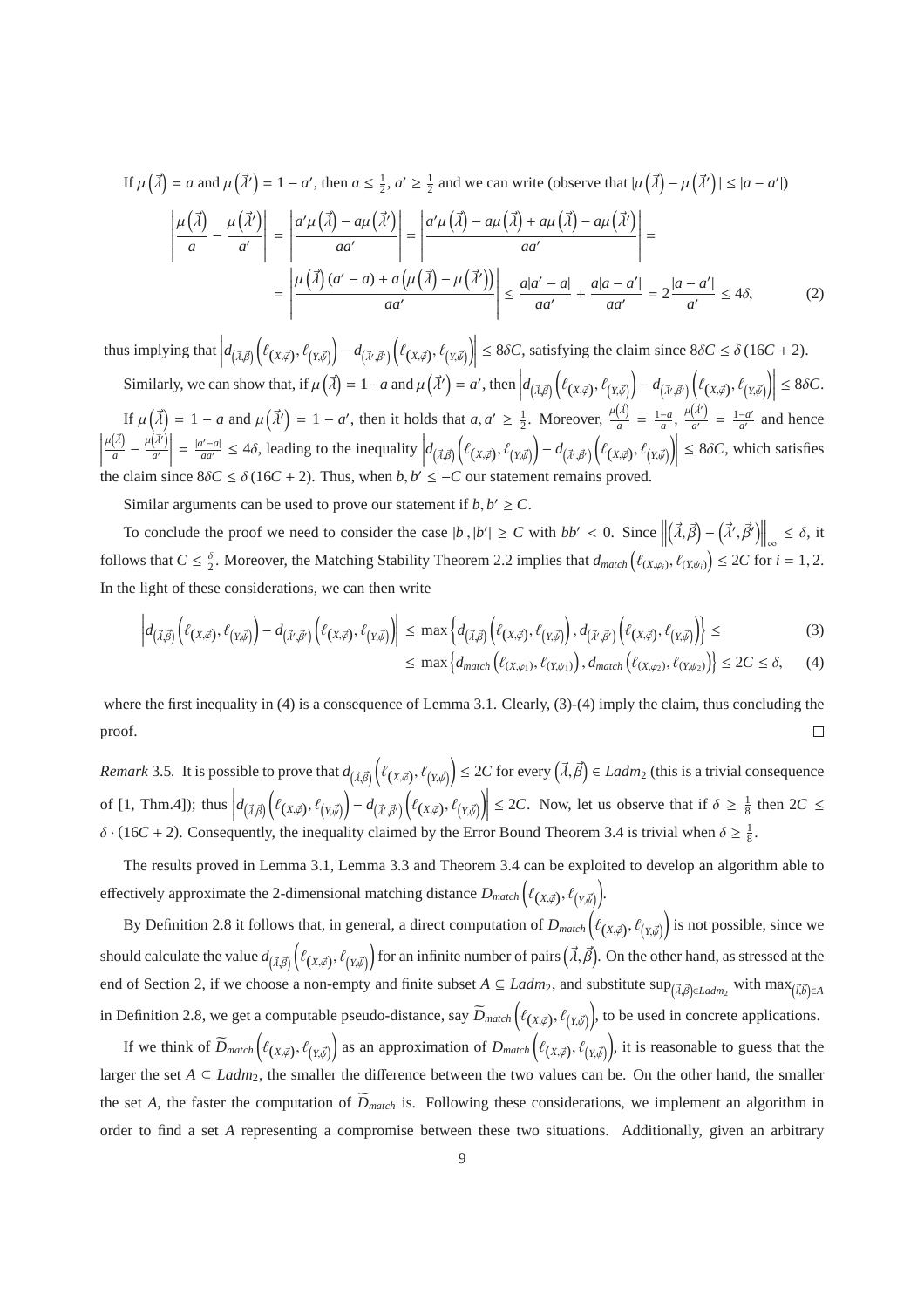If $\mu\left(\vec{\lambda}\right) = a$ and $\mu\left(\vec{\lambda}'\right) = 1 - a'$, then $a \leq \frac{1}{2}$, $a' \geq \frac{1}{2}$ and we can write (observe that $|\mu\left(\vec{\lambda}\right) - \mu\left(\vec{\lambda}'\right)| \leq |a - a'|$)

$$\left|\frac{\mu\left(\vec{\lambda}\right)}{a} - \frac{\mu\left(\vec{\lambda}'\right)}{a'}\right| = \left|\frac{a'\mu\left(\vec{\lambda}\right) - a\mu\left(\vec{\lambda}'\right)}{aa'}\right| = \left|\frac{a'\mu\left(\vec{\lambda}\right) - a\mu\left(\vec{\lambda}\right) + a\mu\left(\vec{\lambda}\right) - a\mu\left(\vec{\lambda}'\right)}{aa'}\right| =$$

$$= \left|\frac{\mu\left(\vec{\lambda}\right)(a' - a) + a\left(\mu\left(\vec{\lambda}\right) - \mu\left(\vec{\lambda}'\right)\right)}{aa'}\right| \leq \frac{a|a' - a|}{aa'} + \frac{a|a - a'|}{aa'} = 2\frac{|a - a'|}{a'} \leq 4\delta, \tag{2}$$

thus implying that $\left|d_{\left(\vec{\lambda},\vec{\beta}\right)}\left(\ell_{\left(X,\vec{\varphi}\right)}, \ell_{\left(Y,\vec{\psi}\right)}\right) - d_{\left(\vec{\lambda}',\vec{\beta}'\right)}\left(\ell_{\left(X,\vec{\varphi}\right)}, \ell_{\left(Y,\vec{\psi}\right)}\right)\right| \leq 8\delta C$, satisfying the claim since $8\delta C \leq \delta\,(16C + 2)$.

Similarly, we can show that, if $\mu\left(\vec{\lambda}\right) = 1 - a$ and $\mu\left(\vec{\lambda}'\right) = a'$, then $\left|d_{\left(\vec{\lambda},\vec{\beta}\right)}\left(\ell_{\left(X,\vec{\varphi}\right)}, \ell_{\left(Y,\vec{\psi}\right)}\right) - d_{\left(\vec{\lambda}',\vec{\beta}'\right)}\left(\ell_{\left(X,\vec{\varphi}\right)}, \ell_{\left(Y,\vec{\psi}\right)}\right)\right| \leq 8\delta C$.

If $\mu\left(\vec{\lambda}\right) = 1 - a$ and $\mu\left(\vec{\lambda}'\right) = 1 - a'$, then it holds that $a, a' \geq \frac{1}{2}$. Moreover, $\frac{\mu\left(\vec{\lambda}\right)}{a} = \frac{1-a}{a}$, $\frac{\mu\left(\vec{\lambda}'\right)}{a'} = \frac{1-a'}{a'}$ and hence $\left|\frac{\mu\left(\vec{\lambda}\right)}{a} - \frac{\mu\left(\vec{\lambda}'\right)}{a'}\right| = \frac{|a'-a|}{aa'} \leq 4\delta$, leading to the inequality $\left|d_{\left(\vec{\lambda},\vec{\beta}\right)}\left(\ell_{\left(X,\vec{\varphi}\right)}, \ell_{\left(Y,\vec{\psi}\right)}\right) - d_{\left(\vec{\lambda}',\vec{\beta}'\right)}\left(\ell_{\left(X,\vec{\varphi}\right)}, \ell_{\left(Y,\vec{\psi}\right)}\right)\right| \leq 8\delta C$, which satisfies the claim since $8\delta C \leq \delta\,(16C + 2)$. Thus, when $b, b' \leq -C$ our statement remains proved.

Similar arguments can be used to prove our statement if $b, b' \geq C$.

To conclude the proof we need to consider the case $|b|, |b'| \geq C$ with $bb' < 0$. Since $\left\|\left(\vec{\lambda}, \vec{\beta}\right) - \left(\vec{\lambda}', \vec{\beta}'\right)\right\|_\infty \leq \delta$, it follows that $C \leq \frac{\delta}{2}$. Moreover, the Matching Stability Theorem 2.2 implies that $d_{match}\left(\ell_{(X,\varphi_i)}, \ell_{(Y,\psi_i)}\right) \leq 2C$ for $i = 1, 2$. In the light of these considerations, we can then write

$$\left|d_{\left(\vec{\lambda},\vec{\beta}\right)}\left(\ell_{\left(X,\vec{\varphi}\right)}, \ell_{\left(Y,\vec{\psi}\right)}\right) - d_{\left(\vec{\lambda}',\vec{\beta}'\right)}\left(\ell_{\left(X,\vec{\varphi}\right)}, \ell_{\left(Y,\vec{\psi}\right)}\right)\right| \leq \max\left\{d_{\left(\vec{\lambda},\vec{\beta}\right)}\left(\ell_{\left(X,\vec{\varphi}\right)}, \ell_{\left(Y,\vec{\psi}\right)}\right), d_{\left(\vec{\lambda}',\vec{\beta}'\right)}\left(\ell_{\left(X,\vec{\varphi}\right)}, \ell_{\left(Y,\vec{\psi}\right)}\right)\right\} \leq \tag{3}$$

$$\leq \max\left\{d_{match}\left(\ell_{(X,\varphi_1)}, \ell_{(Y,\psi_1)}\right), d_{match}\left(\ell_{(X,\varphi_2)}, \ell_{(Y,\psi_2)}\right)\right\} \leq 2C \leq \delta, \tag{4}$$

where the first inequality in (4) is a consequence of Lemma 3.1. Clearly, (3)-(4) imply the claim, thus concluding the proof. □

*Remark* 3.5. It is possible to prove that $d_{\left(\vec{\lambda},\vec{\beta}\right)}\left(\ell_{\left(X,\vec{\varphi}\right)}, \ell_{\left(Y,\vec{\psi}\right)}\right) \leq 2C$ for every $\left(\vec{\lambda}, \vec{\beta}\right) \in Ladm_2$ (this is a trivial consequence of [1, Thm.4]); thus $\left|d_{\left(\vec{\lambda},\vec{\beta}\right)}\left(\ell_{\left(X,\vec{\varphi}\right)}, \ell_{\left(Y,\vec{\psi}\right)}\right) - d_{\left(\vec{\lambda}',\vec{\beta}'\right)}\left(\ell_{\left(X,\vec{\varphi}\right)}, \ell_{\left(Y,\vec{\psi}\right)}\right)\right| \leq 2C$. Now, let us observe that if $\delta \geq \frac{1}{8}$ then $2C \leq \delta \cdot (16C + 2)$. Consequently, the inequality claimed by the Error Bound Theorem 3.4 is trivial when $\delta \geq \frac{1}{8}$.

The results proved in Lemma 3.1, Lemma 3.3 and Theorem 3.4 can be exploited to develop an algorithm able to effectively approximate the 2-dimensional matching distance $D_{match}\left(\ell_{\left(X,\vec{\varphi}\right)}, \ell_{\left(Y,\vec{\psi}\right)}\right)$.

By Definition 2.8 it follows that, in general, a direct computation of $D_{match}\left(\ell_{\left(X,\vec{\varphi}\right)}, \ell_{\left(Y,\vec{\psi}\right)}\right)$ is not possible, since we should calculate the value $d_{\left(\vec{\lambda},\vec{\beta}\right)}\left(\ell_{\left(X,\vec{\varphi}\right)}, \ell_{\left(Y,\vec{\psi}\right)}\right)$ for an infinite number of pairs $\left(\vec{\lambda}, \vec{\beta}\right)$. On the other hand, as stressed at the end of Section 2, if we choose a non-empty and finite subset $A \subseteq Ladm_2$, and substitute $\sup_{\left(\vec{\lambda},\vec{\beta}\right)\in Ladm_2}$ with $\max_{\left(\vec{l},\vec{b}\right)\in A}$ in Definition 2.8, we get a computable pseudo-distance, say $\widetilde{D}_{match}\left(\ell_{\left(X,\vec{\varphi}\right)}, \ell_{\left(Y,\vec{\psi}\right)}\right)$, to be used in concrete applications.

If we think of $\widetilde{D}_{match}\left(\ell_{\left(X,\vec{\varphi}\right)}, \ell_{\left(Y,\vec{\psi}\right)}\right)$ as an approximation of $D_{match}\left(\ell_{\left(X,\vec{\varphi}\right)}, \ell_{\left(Y,\vec{\psi}\right)}\right)$, it is reasonable to guess that the larger the set $A \subseteq Ladm_2$, the smaller the difference between the two values can be. On the other hand, the smaller the set $A$, the faster the computation of $\widetilde{D}_{match}$ is. Following these considerations, we implement an algorithm in order to find a set $A$ representing a compromise between these two situations. Additionally, given an arbitrary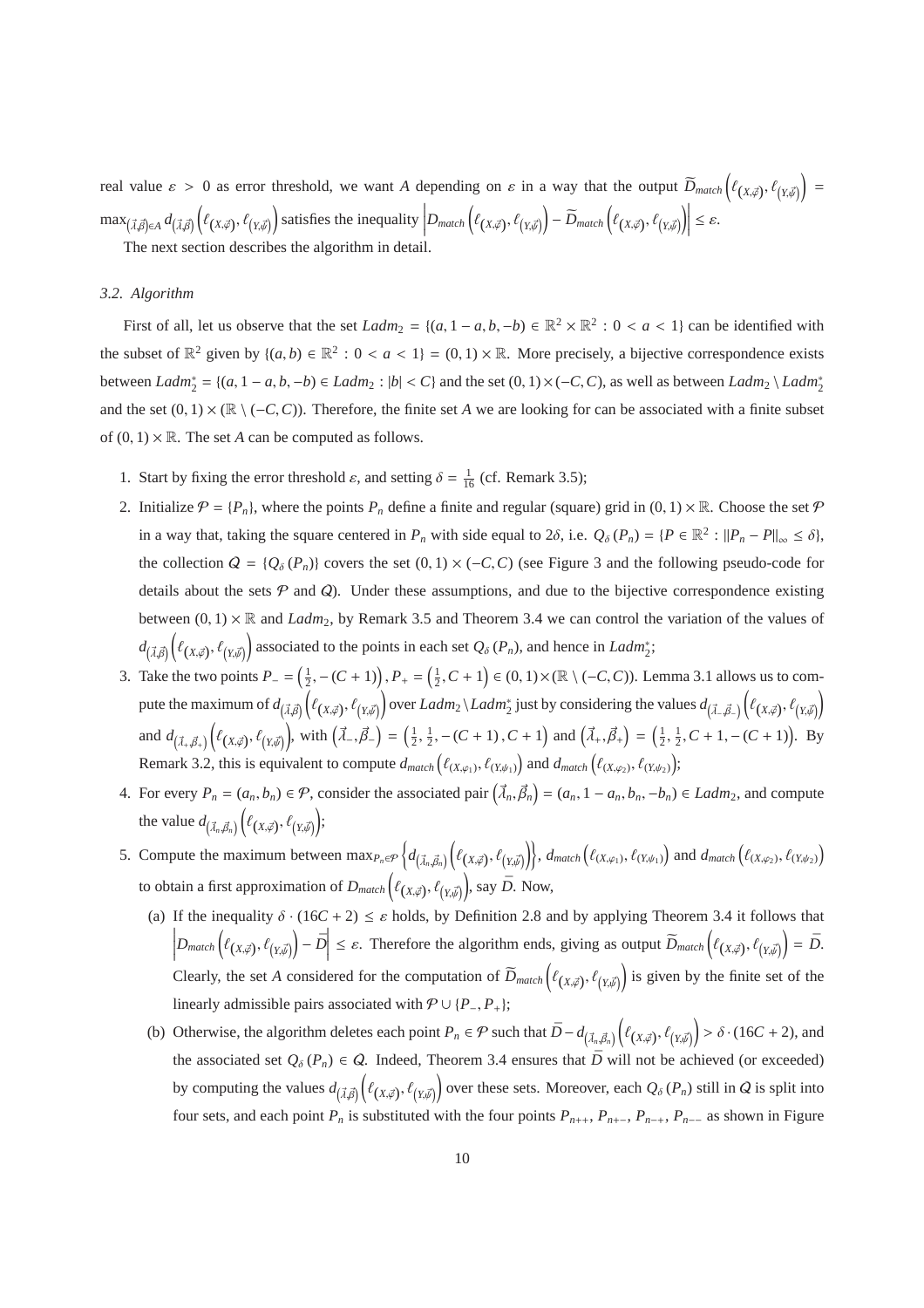real value $\varepsilon > 0$ as error threshold, we want $A$ depending on $\varepsilon$ in a way that the output $\widetilde{D}_{match}\left(\ell_{(X,\vec{\varphi})}, \ell_{(Y,\vec{\psi})}\right) = \max_{(\vec{\lambda},\vec{\beta})\in A} d_{(\vec{\lambda},\vec{\beta})}\left(\ell_{(X,\vec{\varphi})}, \ell_{(Y,\vec{\psi})}\right)$ satisfies the inequality $\left|D_{match}\left(\ell_{(X,\vec{\varphi})}, \ell_{(Y,\vec{\psi})}\right) - \widetilde{D}_{match}\left(\ell_{(X,\vec{\varphi})}, \ell_{(Y,\vec{\psi})}\right)\right| \leq \varepsilon$.

The next section describes the algorithm in detail.

### 3.2. Algorithm

First of all, let us observe that the set $Ladm_2 = \{(a, 1-a, b, -b) \in \mathbb{R}^2 \times \mathbb{R}^2 : 0 < a < 1\}$ can be identified with the subset of $\mathbb{R}^2$ given by $\{(a,b) \in \mathbb{R}^2 : 0 < a < 1\} = (0,1) \times \mathbb{R}$. More precisely, a bijective correspondence exists between $Ladm_2^* = \{(a, 1-a, b, -b) \in Ladm_2 : |b| < C\}$ and the set $(0,1) \times (-C, C)$, as well as between $Ladm_2 \setminus Ladm_2^*$ and the set $(0,1) \times (\mathbb{R} \setminus (-C, C))$. Therefore, the finite set $A$ we are looking for can be associated with a finite subset of $(0,1) \times \mathbb{R}$. The set $A$ can be computed as follows.

1. Start by fixing the error threshold $\varepsilon$, and setting $\delta = \frac{1}{16}$ (cf. Remark 3.5);
2. Initialize $\mathcal{P} = \{P_n\}$, where the points $P_n$ define a finite and regular (square) grid in $(0,1) \times \mathbb{R}$. Choose the set $\mathcal{P}$ in a way that, taking the square centered in $P_n$ with side equal to $2\delta$, i.e. $Q_\delta(P_n) = \{P \in \mathbb{R}^2 : \|P_n - P\|_\infty \leq \delta\}$, the collection $\mathcal{Q} = \{Q_\delta(P_n)\}$ covers the set $(0,1) \times (-C, C)$ (see Figure 3 and the following pseudo-code for details about the sets $\mathcal{P}$ and $\mathcal{Q}$). Under these assumptions, and due to the bijective correspondence existing between $(0,1) \times \mathbb{R}$ and $Ladm_2$, by Remark 3.5 and Theorem 3.4 we can control the variation of the values of $d_{(\vec{\lambda},\vec{\beta})}\left(\ell_{(X,\vec{\varphi})}, \ell_{(Y,\vec{\psi})}\right)$ associated to the points in each set $Q_\delta(P_n)$, and hence in $Ladm_2^*$;
3. Take the two points $P_- = \left(\frac{1}{2}, -(C+1)\right), P_+ = \left(\frac{1}{2}, C+1\right) \in (0,1) \times (\mathbb{R} \setminus (-C, C))$. Lemma 3.1 allows us to compute the maximum of $d_{(\vec{\lambda},\vec{\beta})}\left(\ell_{(X,\vec{\varphi})}, \ell_{(Y,\vec{\psi})}\right)$ over $Ladm_2 \setminus Ladm_2^*$ just by considering the values $d_{(\vec{\lambda}_-,\vec{\beta}_-)}\left(\ell_{(X,\vec{\varphi})}, \ell_{(Y,\vec{\psi})}\right)$ and $d_{(\vec{\lambda}_+,\vec{\beta}_+)}\left(\ell_{(X,\vec{\varphi})}, \ell_{(Y,\vec{\psi})}\right)$, with $\left(\vec{\lambda}_-, \vec{\beta}_-\right) = \left(\frac{1}{2}, \frac{1}{2}, -(C+1), C+1\right)$ and $\left(\vec{\lambda}_+, \vec{\beta}_+\right) = \left(\frac{1}{2}, \frac{1}{2}, C+1, -(C+1)\right)$. By Remark 3.2, this is equivalent to compute $d_{match}\left(\ell_{(X,\varphi_1)}, \ell_{(Y,\psi_1)}\right)$ and $d_{match}\left(\ell_{(X,\varphi_2)}, \ell_{(Y,\psi_2)}\right)$;
4. For every $P_n = (a_n, b_n) \in \mathcal{P}$, consider the associated pair $\left(\vec{\lambda}_n, \vec{\beta}_n\right) = (a_n, 1-a_n, b_n, -b_n) \in Ladm_2$, and compute the value $d_{(\vec{\lambda}_n,\vec{\beta}_n)}\left(\ell_{(X,\vec{\varphi})}, \ell_{(Y,\vec{\psi})}\right)$;
5. Compute the maximum between $\max_{P_n \in \mathcal{P}}\left\{d_{(\vec{\lambda}_n,\vec{\beta}_n)}\left(\ell_{(X,\vec{\varphi})}, \ell_{(Y,\vec{\psi})}\right)\right\}$, $d_{match}\left(\ell_{(X,\varphi_1)}, \ell_{(Y,\psi_1)}\right)$ and $d_{match}\left(\ell_{(X,\varphi_2)}, \ell_{(Y,\psi_2)}\right)$ to obtain a first approximation of $D_{match}\left(\ell_{(X,\vec{\varphi})}, \ell_{(Y,\vec{\psi})}\right)$, say $\bar{D}$. Now,
   (a) If the inequality $\delta \cdot (16C + 2) \leq \varepsilon$ holds, by Definition 2.8 and by applying Theorem 3.4 it follows that $\left|D_{match}\left(\ell_{(X,\vec{\varphi})}, \ell_{(Y,\vec{\psi})}\right) - \bar{D}\right| \leq \varepsilon$. Therefore the algorithm ends, giving as output $\widetilde{D}_{match}\left(\ell_{(X,\vec{\varphi})}, \ell_{(Y,\vec{\psi})}\right) = \bar{D}$. Clearly, the set $A$ considered for the computation of $\widetilde{D}_{match}\left(\ell_{(X,\vec{\varphi})}, \ell_{(Y,\vec{\psi})}\right)$ is given by the finite set of the linearly admissible pairs associated with $\mathcal{P} \cup \{P_-, P_+\}$;
   (b) Otherwise, the algorithm deletes each point $P_n \in \mathcal{P}$ such that $\bar{D} - d_{(\vec{\lambda}_n,\vec{\beta}_n)}\left(\ell_{(X,\vec{\varphi})}, \ell_{(Y,\vec{\psi})}\right) > \delta \cdot (16C + 2)$, and the associated set $Q_\delta(P_n) \in \mathcal{Q}$. Indeed, Theorem 3.4 ensures that $\bar{D}$ will not be achieved (or exceeded) by computing the values $d_{(\vec{\lambda},\vec{\beta})}\left(\ell_{(X,\vec{\varphi})}, \ell_{(Y,\vec{\psi})}\right)$ over these sets. Moreover, each $Q_\delta(P_n)$ still in $\mathcal{Q}$ is split into four sets, and each point $P_n$ is substituted with the four points $P_{n++}$, $P_{n+-}$, $P_{n-+}$, $P_{n--}$ as shown in Figure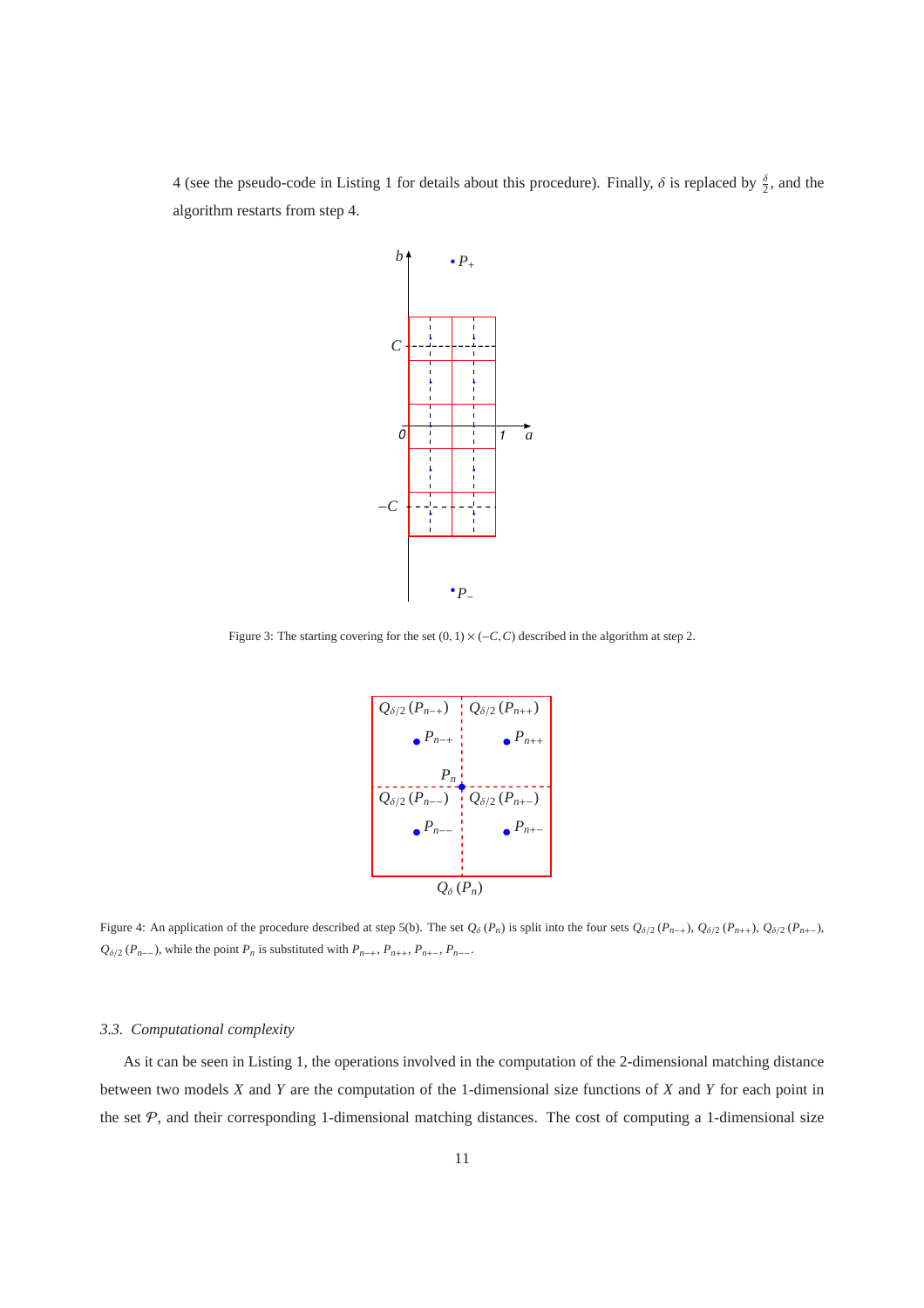4 (see the pseudo-code in Listing 1 for details about this procedure). Finally, $\delta$ is replaced by $\frac{\delta}{2}$, and the algorithm restarts from step 4.

Figure 3: The starting covering for the set $(0, 1) \times (-C, C)$ described in the algorithm at step 2.

Figure 4: An application of the procedure described at step 5(b). The set $Q_\delta(P_n)$ is split into the four sets $Q_{\delta/2}(P_{n-+})$, $Q_{\delta/2}(P_{n++})$, $Q_{\delta/2}(P_{n+-})$, $Q_{\delta/2}(P_{n--})$, while the point $P_n$ is substituted with $P_{n-+}$, $P_{n++}$, $P_{n+-}$, $P_{n--}$.

### 3.3. Computational complexity

As it can be seen in Listing 1, the operations involved in the computation of the 2-dimensional matching distance between two models $X$ and $Y$ are the computation of the 1-dimensional size functions of $X$ and $Y$ for each point in the set $\mathcal{P}$, and their corresponding 1-dimensional matching distances. The cost of computing a 1-dimensional size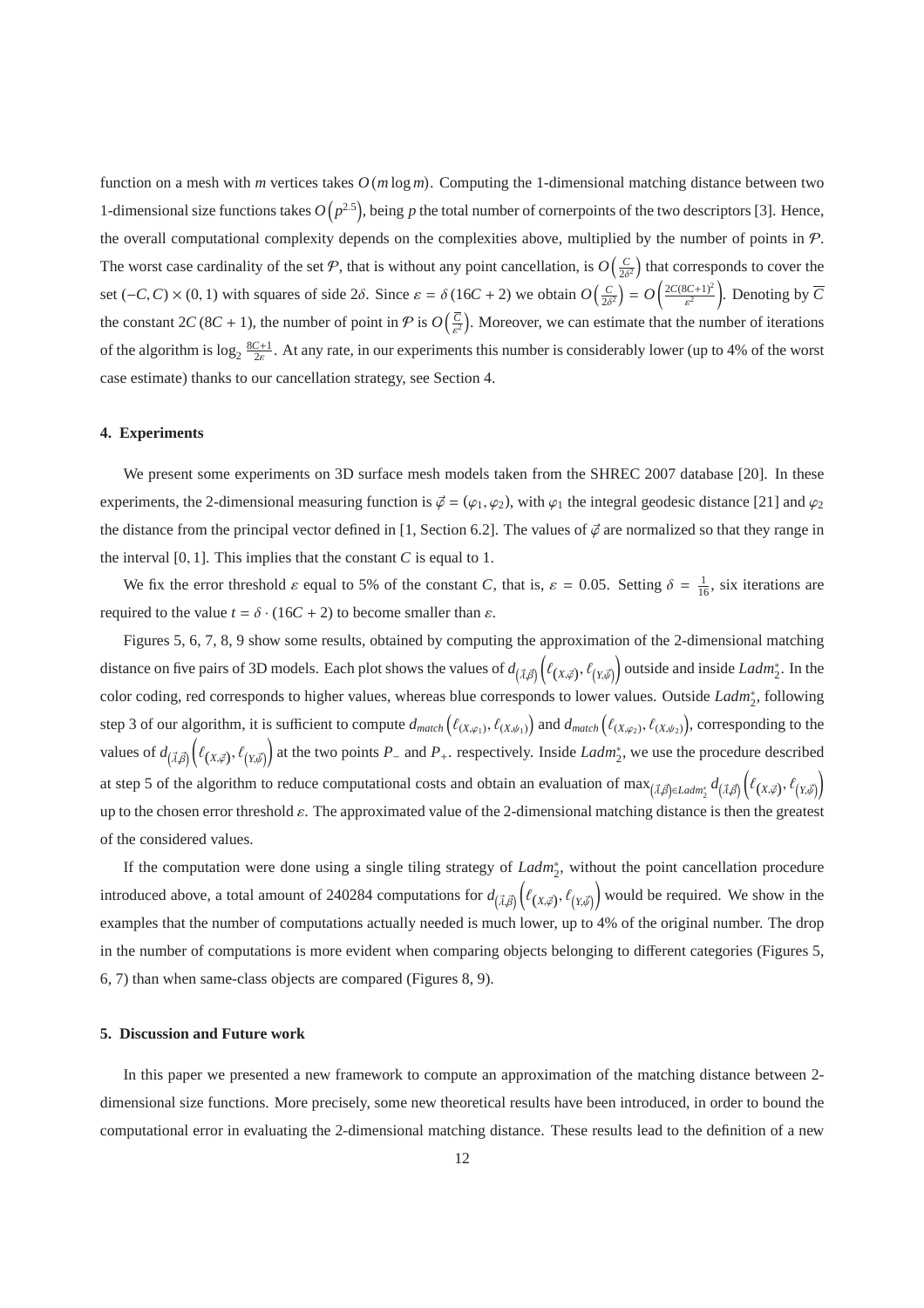function on a mesh with $m$ vertices takes $O(m \log m)$. Computing the 1-dimensional matching distance between two 1-dimensional size functions takes $O\left(p^{2.5}\right)$, being $p$ the total number of cornerpoints of the two descriptors [3]. Hence, the overall computational complexity depends on the complexities above, multiplied by the number of points in $\mathcal{P}$. The worst case cardinality of the set $\mathcal{P}$, that is without any point cancellation, is $O\left(\frac{C}{2\delta^2}\right)$ that corresponds to cover the set $(-C, C) \times (0, 1)$ with squares of side $2\delta$. Since $\varepsilon = \delta(16C + 2)$ we obtain $O\left(\frac{C}{2\delta^2}\right) = O\left(\frac{2C(8C+1)^2}{\varepsilon^2}\right)$. Denoting by $\overline{C}$ the constant $2C(8C + 1)$, the number of point in $\mathcal{P}$ is $O\left(\frac{\overline{C}}{\varepsilon^2}\right)$. Moreover, we can estimate that the number of iterations of the algorithm is $\log_2 \frac{8C+1}{2\varepsilon}$. At any rate, in our experiments this number is considerably lower (up to 4% of the worst case estimate) thanks to our cancellation strategy, see Section 4.

## 4. Experiments

We present some experiments on 3D surface mesh models taken from the SHREC 2007 database [20]. In these experiments, the 2-dimensional measuring function is $\vec{\varphi} = (\varphi_1, \varphi_2)$, with $\varphi_1$ the integral geodesic distance [21] and $\varphi_2$ the distance from the principal vector defined in [1, Section 6.2]. The values of $\vec{\varphi}$ are normalized so that they range in the interval $[0, 1]$. This implies that the constant $C$ is equal to 1.

We fix the error threshold $\varepsilon$ equal to 5% of the constant $C$, that is, $\varepsilon = 0.05$. Setting $\delta = \frac{1}{16}$, six iterations are required to the value $t = \delta \cdot (16C + 2)$ to become smaller than $\varepsilon$.

Figures 5, 6, 7, 8, 9 show some results, obtained by computing the approximation of the 2-dimensional matching distance on five pairs of 3D models. Each plot shows the values of $d_{(\vec{l},\vec{\beta})}\left(\ell_{(X,\vec{\varphi})}, \ell_{(Y,\vec{\psi})}\right)$ outside and inside $Ladm_2^*$. In the color coding, red corresponds to higher values, whereas blue corresponds to lower values. Outside $Ladm_2^*$, following step 3 of our algorithm, it is sufficient to compute $d_{match}\left(\ell_{(X,\varphi_1)}, \ell_{(X,\psi_1)}\right)$ and $d_{match}\left(\ell_{(X,\varphi_2)}, \ell_{(X,\psi_2)}\right)$, corresponding to the values of $d_{(\vec{l},\vec{\beta})}\left(\ell_{(X,\vec{\varphi})}, \ell_{(Y,\vec{\psi})}\right)$ at the two points $P_-$ and $P_+$. respectively. Inside $Ladm_2^*$, we use the procedure described at step 5 of the algorithm to reduce computational costs and obtain an evaluation of $\max_{(\vec{l},\vec{\beta}) \in Ladm_2^*} d_{(\vec{l},\vec{\beta})}\left(\ell_{(X,\vec{\varphi})}, \ell_{(Y,\vec{\psi})}\right)$ up to the chosen error threshold $\varepsilon$. The approximated value of the 2-dimensional matching distance is then the greatest of the considered values.

If the computation were done using a single tiling strategy of $Ladm_2^*$, without the point cancellation procedure introduced above, a total amount of 240284 computations for $d_{(\vec{l},\vec{\beta})}\left(\ell_{(X,\vec{\varphi})}, \ell_{(Y,\vec{\psi})}\right)$ would be required. We show in the examples that the number of computations actually needed is much lower, up to 4% of the original number. The drop in the number of computations is more evident when comparing objects belonging to different categories (Figures 5, 6, 7) than when same-class objects are compared (Figures 8, 9).

## 5. Discussion and Future work

In this paper we presented a new framework to compute an approximation of the matching distance between 2-dimensional size functions. More precisely, some new theoretical results have been introduced, in order to bound the computational error in evaluating the 2-dimensional matching distance. These results lead to the definition of a new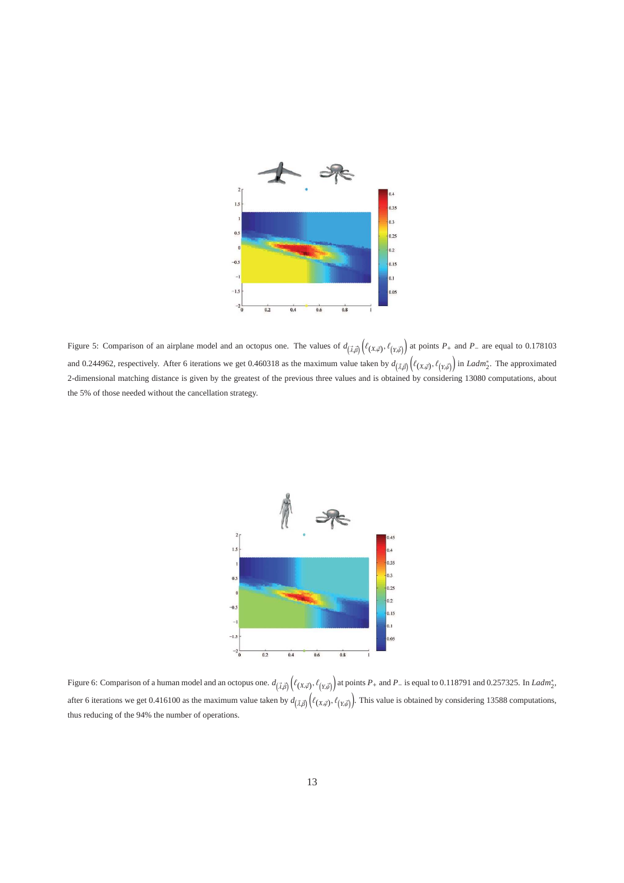Figure 5: Comparison of an airplane model and an octopus one. The values of $d_{(\vec{l},\vec{\beta})}\left(\ell_{(X,\vec{\varphi})},\ell_{(Y,\vec{\psi})}\right)$ at points $P_+$ and $P_-$ are equal to 0.178103 and 0.244962, respectively. After 6 iterations we get 0.460318 as the maximum value taken by $d_{(\vec{l},\vec{\beta})}\left(\ell_{(X,\vec{\varphi})},\ell_{(Y,\vec{\psi})}\right)$ in $Ladm_2^*$. The approximated 2-dimensional matching distance is given by the greatest of the previous three values and is obtained by considering 13080 computations, about the 5% of those needed without the cancellation strategy.

Figure 6: Comparison of a human model and an octopus one. $d_{(\vec{l},\vec{\beta})}\left(\ell_{(X,\vec{\varphi})},\ell_{(Y,\vec{\psi})}\right)$ at points $P_+$ and $P_-$ is equal to 0.118791 and 0.257325. In $Ladm_2^*$, after 6 iterations we get 0.416100 as the maximum value taken by $d_{(\vec{l},\vec{\beta})}\left(\ell_{(X,\vec{\varphi})},\ell_{(Y,\vec{\psi})}\right)$. This value is obtained by considering 13588 computations, thus reducing of the 94% the number of operations.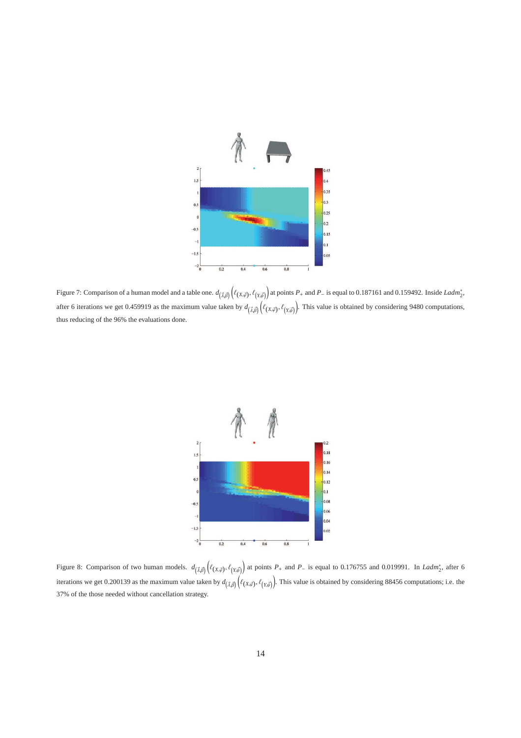Figure 7: Comparison of a human model and a table one. $d_{(\vec{\lambda},\vec{\beta})}\left(\ell_{(X,\vec{\varphi})},\ell_{(Y,\vec{\psi})}\right)$ at points $P_+$ and $P_-$ is equal to 0.187161 and 0.159492. Inside $Ladm_2^*$, after 6 iterations we get 0.459919 as the maximum value taken by $d_{(\vec{\lambda},\vec{\beta})}\left(\ell_{(X,\vec{\varphi})},\ell_{(Y,\vec{\psi})}\right)$. This value is obtained by considering 9480 computations, thus reducing of the 96% the evaluations done.

Figure 8: Comparison of two human models. $d_{(\vec{\lambda},\vec{\beta})}\left(\ell_{(X,\vec{\varphi})},\ell_{(Y,\vec{\psi})}\right)$ at points $P_+$ and $P_-$ is equal to 0.176755 and 0.019991. In $Ladm_2^*$, after 6 iterations we get 0.200139 as the maximum value taken by $d_{(\vec{\lambda},\vec{\beta})}\left(\ell_{(X,\vec{\varphi})},\ell_{(Y,\vec{\psi})}\right)$. This value is obtained by considering 88456 computations; i.e. the 37% of the those needed without cancellation strategy.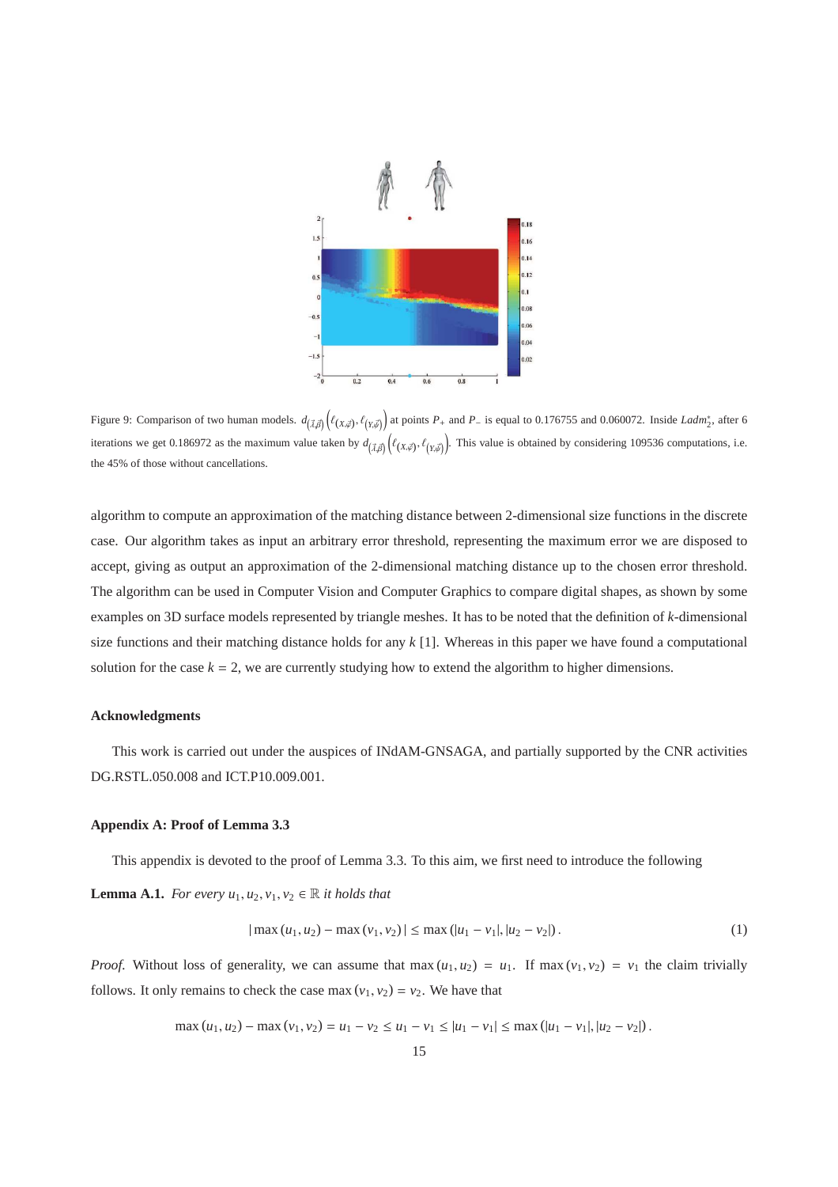Figure 9: Comparison of two human models. $d_{(\vec{l},\vec{\beta})}\left(\ell_{(X,\vec{\varphi})}, \ell_{(Y,\vec{\psi})}\right)$ at points $P_+$ and $P_-$ is equal to 0.176755 and 0.060072. Inside $Ladm_2^*$, after 6 iterations we get 0.186972 as the maximum value taken by $d_{(\vec{l},\vec{\beta})}\left(\ell_{(X,\vec{\varphi})}, \ell_{(Y,\vec{\psi})}\right)$. This value is obtained by considering 109536 computations, i.e. the 45% of those without cancellations.

algorithm to compute an approximation of the matching distance between 2-dimensional size functions in the discrete case. Our algorithm takes as input an arbitrary error threshold, representing the maximum error we are disposed to accept, giving as output an approximation of the 2-dimensional matching distance up to the chosen error threshold. The algorithm can be used in Computer Vision and Computer Graphics to compare digital shapes, as shown by some examples on 3D surface models represented by triangle meshes. It has to be noted that the definition of $k$-dimensional size functions and their matching distance holds for any $k$ [1]. Whereas in this paper we have found a computational solution for the case $k = 2$, we are currently studying how to extend the algorithm to higher dimensions.

### Acknowledgments

This work is carried out under the auspices of INdAM-GNSAGA, and partially supported by the CNR activities DG.RSTL.050.008 and ICT.P10.009.001.

### Appendix A: Proof of Lemma 3.3

This appendix is devoted to the proof of Lemma 3.3. To this aim, we first need to introduce the following

**Lemma A.1.** *For every $u_1, u_2, v_1, v_2 \in \mathbb{R}$ it holds that*

$$|\max(u_1, u_2) - \max(v_1, v_2)| \leq \max(|u_1 - v_1|, |u_2 - v_2|). \tag{1}$$

*Proof.* Without loss of generality, we can assume that $\max(u_1, u_2) = u_1$. If $\max(v_1, v_2) = v_1$ the claim trivially follows. It only remains to check the case $\max(v_1, v_2) = v_2$. We have that

$$\max(u_1, u_2) - \max(v_1, v_2) = u_1 - v_2 \leq u_1 - v_1 \leq |u_1 - v_1| \leq \max(|u_1 - v_1|, |u_2 - v_2|).$$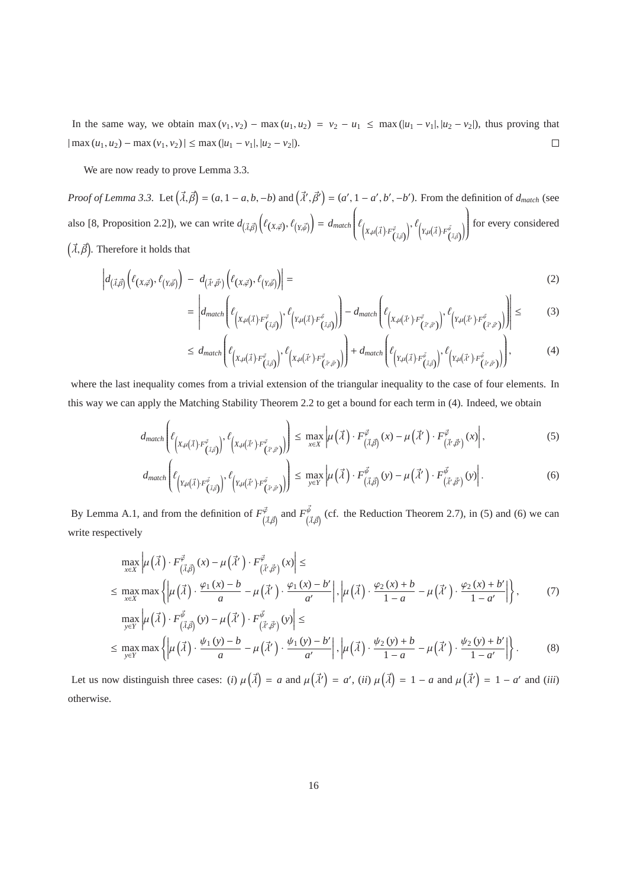In the same way, we obtain $\max(v_1, v_2) - \max(u_1, u_2) = v_2 - u_1 \leq \max(|u_1 - v_1|, |u_2 - v_2|)$, thus proving that $|\max(u_1, u_2) - \max(v_1, v_2)| \leq \max(|u_1 - v_1|, |u_2 - v_2|)$. $\square$

We are now ready to prove Lemma 3.3.

*Proof of Lemma 3.3.* Let $(\vec{\lambda}, \vec{\beta}) = (a, 1-a, b, -b)$ and $(\vec{\lambda}', \vec{\beta}') = (a', 1-a', b', -b')$. From the definition of $d_{match}$ (see also [8, Proposition 2.2]), we can write $d_{(\vec{\lambda},\vec{\beta})}\left(\ell_{(X,\vec{\varphi})}, \ell_{(Y,\vec{\psi})}\right) = d_{match}\left(\ell_{\left(X,\mu(\vec{\lambda})\cdot F^{\vec{\varphi}}_{(\vec{\lambda},\vec{\beta})}\right)}, \ell_{\left(Y,\mu(\vec{\lambda})\cdot F^{\vec{\psi}}_{(\vec{\lambda},\vec{\beta})}\right)}\right)$ for every considered $(\vec{\lambda}, \vec{\beta})$. Therefore it holds that

$$\left|d_{(\vec{\lambda},\vec{\beta})}\left(\ell_{(X,\vec{\varphi})}, \ell_{(Y,\vec{\psi})}\right) - d_{(\vec{\lambda}',\vec{\beta}')}\left(\ell_{(X,\vec{\varphi})}, \ell_{(Y,\vec{\psi})}\right)\right| = \tag{2}$$

$$= \left|d_{match}\left(\ell_{\left(X,\mu(\vec{\lambda})\cdot F^{\vec{\varphi}}_{(\vec{\lambda},\vec{\beta})}\right)}, \ell_{\left(Y,\mu(\vec{\lambda})\cdot F^{\vec{\psi}}_{(\vec{\lambda},\vec{\beta})}\right)}\right) - d_{match}\left(\ell_{\left(X,\mu(\vec{\lambda}')\cdot F^{\vec{\varphi}}_{(\vec{\lambda}',\vec{\beta}')}\right)}, \ell_{\left(Y,\mu(\vec{\lambda}')\cdot F^{\vec{\psi}}_{(\vec{\lambda}',\vec{\beta}')}\right)}\right)\right| \leq \tag{3}$$

$$\leq d_{match}\left(\ell_{\left(X,\mu(\vec{\lambda})\cdot F^{\vec{\varphi}}_{(\vec{\lambda},\vec{\beta})}\right)}, \ell_{\left(X,\mu(\vec{\lambda}')\cdot F^{\vec{\varphi}}_{(\vec{\lambda}',\vec{\beta}')}\right)}\right) + d_{match}\left(\ell_{\left(Y,\mu(\vec{\lambda})\cdot F^{\vec{\psi}}_{(\vec{\lambda},\vec{\beta})}\right)}, \ell_{\left(Y,\mu(\vec{\lambda}')\cdot F^{\vec{\psi}}_{(\vec{\lambda}',\vec{\beta}')}\right)}\right), \tag{4}$$

where the last inequality comes from a trivial extension of the triangular inequality to the case of four elements. In this way we can apply the Matching Stability Theorem 2.2 to get a bound for each term in (4). Indeed, we obtain

$$d_{match}\left(\ell_{\left(X,\mu(\vec{\lambda})\cdot F^{\vec{\varphi}}_{(\vec{\lambda},\vec{\beta})}\right)}, \ell_{\left(X,\mu(\vec{\lambda}')\cdot F^{\vec{\varphi}}_{(\vec{\lambda}',\vec{\beta}')}\right)}\right) \leq \max_{x\in X}\left|\mu(\vec{\lambda})\cdot F^{\vec{\varphi}}_{(\vec{\lambda},\vec{\beta})}(x) - \mu(\vec{\lambda}')\cdot F^{\vec{\varphi}}_{(\vec{\lambda}',\vec{\beta}')}(x)\right|, \tag{5}$$

$$d_{match}\left(\ell_{\left(Y,\mu(\vec{\lambda})\cdot F^{\vec{\psi}}_{(\vec{\lambda},\vec{\beta})}\right)}, \ell_{\left(Y,\mu(\vec{\lambda}')\cdot F^{\vec{\psi}}_{(\vec{\lambda}',\vec{\beta}')}\right)}\right) \leq \max_{y\in Y}\left|\mu(\vec{\lambda})\cdot F^{\vec{\psi}}_{(\vec{\lambda},\vec{\beta})}(y) - \mu(\vec{\lambda}')\cdot F^{\vec{\psi}}_{(\vec{\lambda}',\vec{\beta}')}(y)\right|. \tag{6}$$

By Lemma A.1, and from the definition of $F^{\vec{\varphi}}_{(\vec{\lambda},\vec{\beta})}$ and $F^{\vec{\psi}}_{(\vec{\lambda},\vec{\beta})}$ (cf. the Reduction Theorem 2.7), in (5) and (6) we can write respectively

$$\max_{x\in X}\left|\mu(\vec{\lambda})\cdot F^{\vec{\varphi}}_{(\vec{\lambda},\vec{\beta})}(x) - \mu(\vec{\lambda}')\cdot F^{\vec{\varphi}}_{(\vec{\lambda}',\vec{\beta}')}(x)\right| \leq$$

$$\leq \max_{x\in X}\max\left\{\left|\mu(\vec{\lambda})\cdot\frac{\varphi_1(x)-b}{a} - \mu(\vec{\lambda}')\cdot\frac{\varphi_1(x)-b'}{a'}\right|, \left|\mu(\vec{\lambda})\cdot\frac{\varphi_2(x)+b}{1-a} - \mu(\vec{\lambda}')\cdot\frac{\varphi_2(x)+b'}{1-a'}\right|\right\}, \tag{7}$$

$$\max_{y\in Y}\left|\mu(\vec{\lambda})\cdot F^{\vec{\psi}}_{(\vec{\lambda},\vec{\beta})}(y) - \mu(\vec{\lambda}')\cdot F^{\vec{\psi}}_{(\vec{\lambda}',\vec{\beta}')}(y)\right| \leq$$

$$\leq \max_{y\in Y}\max\left\{\left|\mu(\vec{\lambda})\cdot\frac{\psi_1(y)-b}{a} - \mu(\vec{\lambda}')\cdot\frac{\psi_1(y)-b'}{a'}\right|, \left|\mu(\vec{\lambda})\cdot\frac{\psi_2(y)+b}{1-a} - \mu(\vec{\lambda}')\cdot\frac{\psi_2(y)+b'}{1-a'}\right|\right\}. \tag{8}$$

Let us now distinguish three cases: (*i*) $\mu(\vec{\lambda}) = a$ and $\mu(\vec{\lambda}') = a'$, (*ii*) $\mu(\vec{\lambda}) = 1-a$ and $\mu(\vec{\lambda}') = 1-a'$ and (*iii*) otherwise.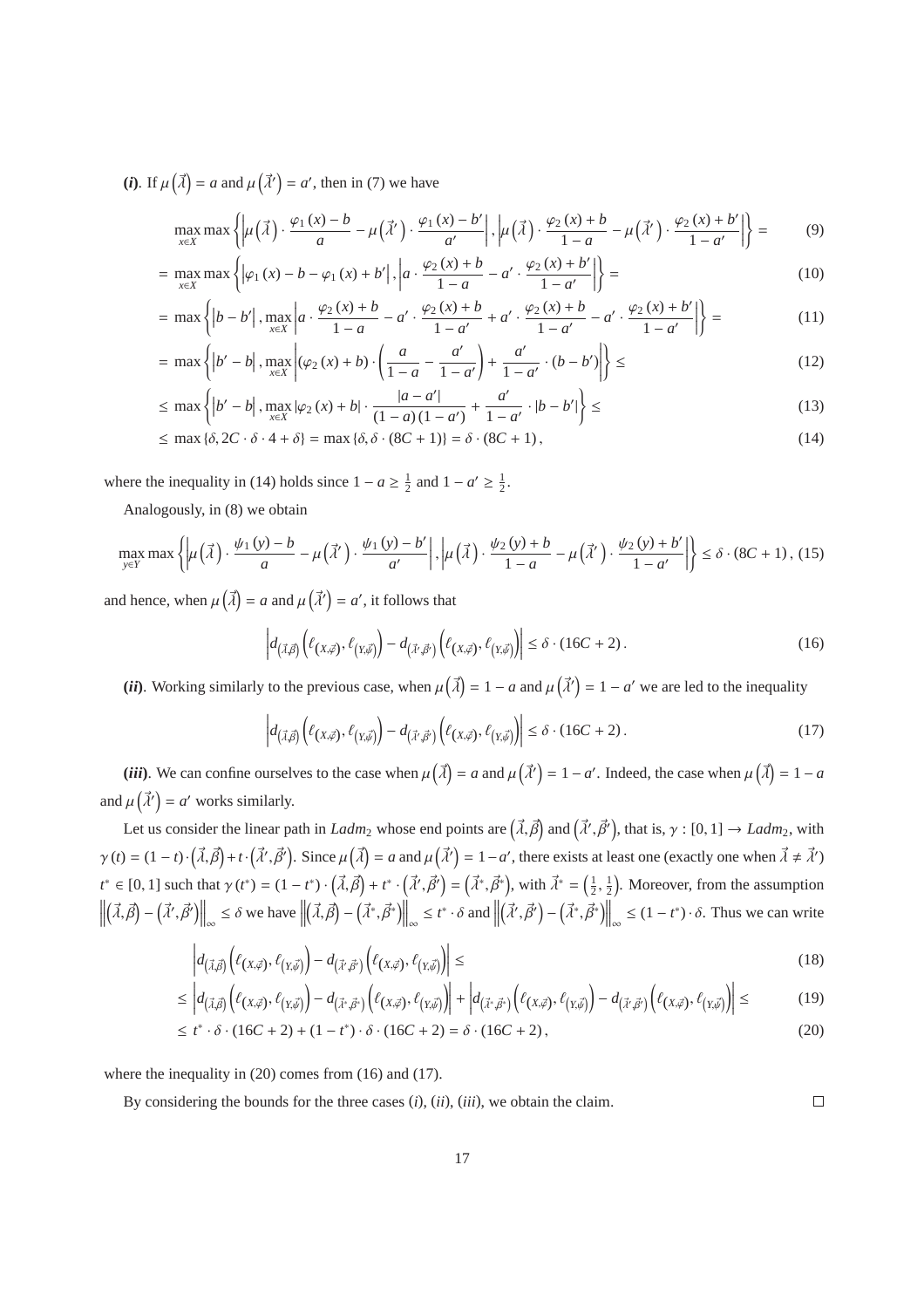**(*i*).** If $\mu\left(\vec{\lambda}\right) = a$ and $\mu\left(\vec{\lambda}'\right) = a'$, then in (7) we have

$$\max_{x\in X}\max\left\{\left|\mu\left(\vec{\lambda}\right)\cdot\frac{\varphi_1(x)-b}{a}-\mu\left(\vec{\lambda}'\right)\cdot\frac{\varphi_1(x)-b'}{a'}\right|,\left|\mu\left(\vec{\lambda}\right)\cdot\frac{\varphi_2(x)+b}{1-a}-\mu\left(\vec{\lambda}'\right)\cdot\frac{\varphi_2(x)+b'}{1-a'}\right|\right\}= \tag{9}$$

$$=\max_{x\in X}\max\left\{\left|\varphi_1(x)-b-\varphi_1(x)+b'\right|,\left|a\cdot\frac{\varphi_2(x)+b}{1-a}-a'\cdot\frac{\varphi_2(x)+b'}{1-a'}\right|\right\}= \tag{10}$$

$$=\max\left\{\left|b-b'\right|,\max_{x\in X}\left|a\cdot\frac{\varphi_2(x)+b}{1-a}-a'\cdot\frac{\varphi_2(x)+b}{1-a'}+a'\cdot\frac{\varphi_2(x)+b}{1-a'}-a'\cdot\frac{\varphi_2(x)+b'}{1-a'}\right|\right\}= \tag{11}$$

$$=\max\left\{\left|b'-b\right|,\max_{x\in X}\left|(\varphi_2(x)+b)\cdot\left(\frac{a}{1-a}-\frac{a'}{1-a'}\right)+\frac{a'}{1-a'}\cdot(b-b')\right|\right\}\leq \tag{12}$$

$$\leq\max\left\{\left|b'-b\right|,\max_{x\in X}\left|\varphi_2(x)+b\right|\cdot\frac{|a-a'|}{(1-a)(1-a')}+\frac{a'}{1-a'}\cdot|b-b'|\right\}\leq \tag{13}$$

$$\leq\max\{\delta,2C\cdot\delta\cdot 4+\delta\}=\max\{\delta,\delta\cdot(8C+1)\}=\delta\cdot(8C+1), \tag{14}$$

where the inequality in (14) holds since $1-a\geq\frac{1}{2}$ and $1-a'\geq\frac{1}{2}$.

Analogously, in (8) we obtain

$$\max_{y\in Y}\max\left\{\left|\mu\left(\vec{\lambda}\right)\cdot\frac{\psi_1(y)-b}{a}-\mu\left(\vec{\lambda}'\right)\cdot\frac{\psi_1(y)-b'}{a'}\right|,\left|\mu\left(\vec{\lambda}\right)\cdot\frac{\psi_2(y)+b}{1-a}-\mu\left(\vec{\lambda}'\right)\cdot\frac{\psi_2(y)+b'}{1-a'}\right|\right\}\leq\delta\cdot(8C+1), \tag{15}$$

and hence, when $\mu\left(\vec{\lambda}\right) = a$ and $\mu\left(\vec{\lambda}'\right) = a'$, it follows that

$$\left|d_{\left(\vec{\lambda},\vec{\beta}\right)}\left(\ell_{\left(X,\vec{\varphi}\right)},\ell_{\left(Y,\vec{\psi}\right)}\right)-d_{\left(\vec{\lambda}',\vec{\beta}'\right)}\left(\ell_{\left(X,\vec{\varphi}\right)},\ell_{\left(Y,\vec{\psi}\right)}\right)\right|\leq\delta\cdot(16C+2). \tag{16}$$

**(*ii*).** Working similarly to the previous case, when $\mu\left(\vec{\lambda}\right) = 1-a$ and $\mu\left(\vec{\lambda}'\right) = 1-a'$ we are led to the inequality

$$\left|d_{\left(\vec{\lambda},\vec{\beta}\right)}\left(\ell_{\left(X,\vec{\varphi}\right)},\ell_{\left(Y,\vec{\psi}\right)}\right)-d_{\left(\vec{\lambda}',\vec{\beta}'\right)}\left(\ell_{\left(X,\vec{\varphi}\right)},\ell_{\left(Y,\vec{\psi}\right)}\right)\right|\leq\delta\cdot(16C+2). \tag{17}$$

**(*iii*).** We can confine ourselves to the case when $\mu\left(\vec{\lambda}\right) = a$ and $\mu\left(\vec{\lambda}'\right) = 1-a'$. Indeed, the case when $\mu\left(\vec{\lambda}\right) = 1-a$ and $\mu\left(\vec{\lambda}'\right) = a'$ works similarly.

Let us consider the linear path in $Ladm_2$ whose end points are $\left(\vec{\lambda},\vec{\beta}\right)$ and $\left(\vec{\lambda}',\vec{\beta}'\right)$, that is, $\gamma:[0,1]\to Ladm_2$, with $\gamma(t)=(1-t)\cdot\left(\vec{\lambda},\vec{\beta}\right)+t\cdot\left(\vec{\lambda}',\vec{\beta}'\right)$. Since $\mu\left(\vec{\lambda}\right) = a$ and $\mu\left(\vec{\lambda}'\right) = 1-a'$, there exists at least one (exactly one when $\vec{\lambda}\neq\vec{\lambda}'$) $t^*\in[0,1]$ such that $\gamma(t^*)=(1-t^*)\cdot\left(\vec{\lambda},\vec{\beta}\right)+t^*\cdot\left(\vec{\lambda}',\vec{\beta}'\right)=\left(\vec{\lambda}^*,\vec{\beta}^*\right)$, with $\vec{\lambda}^*=\left(\frac{1}{2},\frac{1}{2}\right)$. Moreover, from the assumption $\left\|\left(\vec{\lambda},\vec{\beta}\right)-\left(\vec{\lambda}',\vec{\beta}'\right)\right\|_\infty\leq\delta$ we have $\left\|\left(\vec{\lambda},\vec{\beta}\right)-\left(\vec{\lambda}^*,\vec{\beta}^*\right)\right\|_\infty\leq t^*\cdot\delta$ and $\left\|\left(\vec{\lambda}',\vec{\beta}'\right)-\left(\vec{\lambda}^*,\vec{\beta}^*\right)\right\|_\infty\leq(1-t^*)\cdot\delta$. Thus we can write

$$\left|d_{\left(\vec{\lambda},\vec{\beta}\right)}\left(\ell_{\left(X,\vec{\varphi}\right)},\ell_{\left(Y,\vec{\psi}\right)}\right)-d_{\left(\vec{\lambda}',\vec{\beta}'\right)}\left(\ell_{\left(X,\vec{\varphi}\right)},\ell_{\left(Y,\vec{\psi}\right)}\right)\right|\leq \tag{18}$$

$$\leq\left|d_{\left(\vec{\lambda},\vec{\beta}\right)}\left(\ell_{\left(X,\vec{\varphi}\right)},\ell_{\left(Y,\vec{\psi}\right)}\right)-d_{\left(\vec{\lambda}^*,\vec{\beta}^*\right)}\left(\ell_{\left(X,\vec{\varphi}\right)},\ell_{\left(Y,\vec{\psi}\right)}\right)\right|+\left|d_{\left(\vec{\lambda}^*,\vec{\beta}^*\right)}\left(\ell_{\left(X,\vec{\varphi}\right)},\ell_{\left(Y,\vec{\psi}\right)}\right)-d_{\left(\vec{\lambda}',\vec{\beta}'\right)}\left(\ell_{\left(X,\vec{\varphi}\right)},\ell_{\left(Y,\vec{\psi}\right)}\right)\right|\leq \tag{19}$$

$$\leq t^*\cdot\delta\cdot(16C+2)+(1-t^*)\cdot\delta\cdot(16C+2)=\delta\cdot(16C+2), \tag{20}$$

where the inequality in (20) comes from (16) and (17).

By considering the bounds for the three cases (*i*), (*ii*), (*iii*), we obtain the claim. □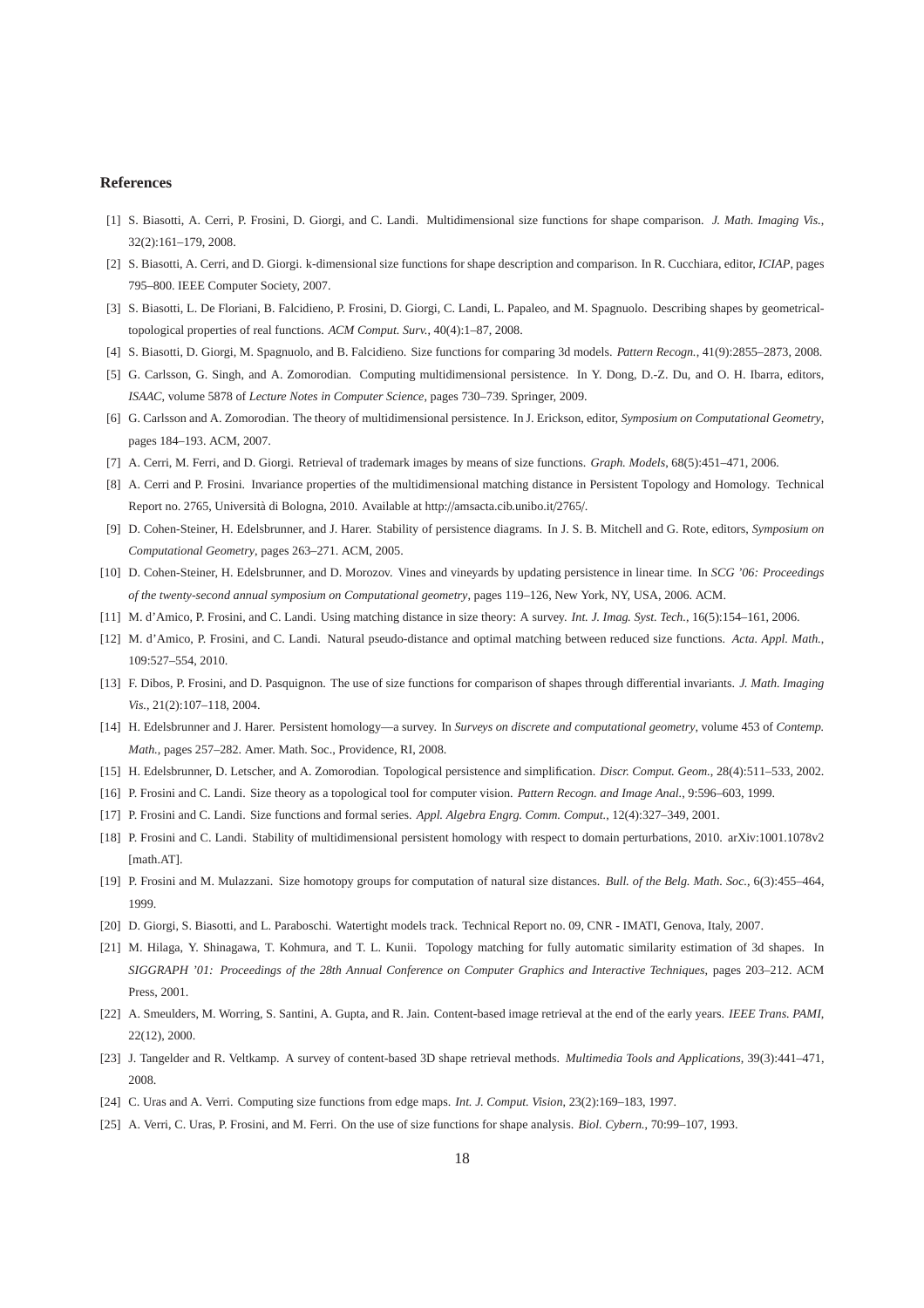# References

[1] S. Biasotti, A. Cerri, P. Frosini, D. Giorgi, and C. Landi. Multidimensional size functions for shape comparison. *J. Math. Imaging Vis.*, 32(2):161–179, 2008.

[2] S. Biasotti, A. Cerri, and D. Giorgi. k-dimensional size functions for shape description and comparison. In R. Cucchiara, editor, *ICIAP*, pages 795–800. IEEE Computer Society, 2007.

[3] S. Biasotti, L. De Floriani, B. Falcidieno, P. Frosini, D. Giorgi, C. Landi, L. Papaleo, and M. Spagnuolo. Describing shapes by geometrical-topological properties of real functions. *ACM Comput. Surv.*, 40(4):1–87, 2008.

[4] S. Biasotti, D. Giorgi, M. Spagnuolo, and B. Falcidieno. Size functions for comparing 3d models. *Pattern Recogn.*, 41(9):2855–2873, 2008.

[5] G. Carlsson, G. Singh, and A. Zomorodian. Computing multidimensional persistence. In Y. Dong, D.-Z. Du, and O. H. Ibarra, editors, *ISAAC*, volume 5878 of *Lecture Notes in Computer Science*, pages 730–739. Springer, 2009.

[6] G. Carlsson and A. Zomorodian. The theory of multidimensional persistence. In J. Erickson, editor, *Symposium on Computational Geometry*, pages 184–193. ACM, 2007.

[7] A. Cerri, M. Ferri, and D. Giorgi. Retrieval of trademark images by means of size functions. *Graph. Models*, 68(5):451–471, 2006.

[8] A. Cerri and P. Frosini. Invariance properties of the multidimensional matching distance in Persistent Topology and Homology. Technical Report no. 2765, Università di Bologna, 2010. Available at http://amsacta.cib.unibo.it/2765/.

[9] D. Cohen-Steiner, H. Edelsbrunner, and J. Harer. Stability of persistence diagrams. In J. S. B. Mitchell and G. Rote, editors, *Symposium on Computational Geometry*, pages 263–271. ACM, 2005.

[10] D. Cohen-Steiner, H. Edelsbrunner, and D. Morozov. Vines and vineyards by updating persistence in linear time. In *SCG '06: Proceedings of the twenty-second annual symposium on Computational geometry*, pages 119–126, New York, NY, USA, 2006. ACM.

[11] M. d'Amico, P. Frosini, and C. Landi. Using matching distance in size theory: A survey. *Int. J. Imag. Syst. Tech.*, 16(5):154–161, 2006.

[12] M. d'Amico, P. Frosini, and C. Landi. Natural pseudo-distance and optimal matching between reduced size functions. *Acta. Appl. Math.*, 109:527–554, 2010.

[13] F. Dibos, P. Frosini, and D. Pasquignon. The use of size functions for comparison of shapes through differential invariants. *J. Math. Imaging Vis.*, 21(2):107–118, 2004.

[14] H. Edelsbrunner and J. Harer. Persistent homology—a survey. In *Surveys on discrete and computational geometry*, volume 453 of *Contemp. Math.*, pages 257–282. Amer. Math. Soc., Providence, RI, 2008.

[15] H. Edelsbrunner, D. Letscher, and A. Zomorodian. Topological persistence and simplification. *Discr. Comput. Geom.*, 28(4):511–533, 2002.

[16] P. Frosini and C. Landi. Size theory as a topological tool for computer vision. *Pattern Recogn. and Image Anal.*, 9:596–603, 1999.

[17] P. Frosini and C. Landi. Size functions and formal series. *Appl. Algebra Engrg. Comm. Comput.*, 12(4):327–349, 2001.

[18] P. Frosini and C. Landi. Stability of multidimensional persistent homology with respect to domain perturbations, 2010. arXiv:1001.1078v2 [math.AT].

[19] P. Frosini and M. Mulazzani. Size homotopy groups for computation of natural size distances. *Bull. of the Belg. Math. Soc.*, 6(3):455–464, 1999.

[20] D. Giorgi, S. Biasotti, and L. Paraboschi. Watertight models track. Technical Report no. 09, CNR - IMATI, Genova, Italy, 2007.

[21] M. Hilaga, Y. Shinagawa, T. Kohmura, and T. L. Kunii. Topology matching for fully automatic similarity estimation of 3d shapes. In *SIGGRAPH '01: Proceedings of the 28th Annual Conference on Computer Graphics and Interactive Techniques*, pages 203–212. ACM Press, 2001.

[22] A. Smeulders, M. Worring, S. Santini, A. Gupta, and R. Jain. Content-based image retrieval at the end of the early years. *IEEE Trans. PAMI*, 22(12), 2000.

[23] J. Tangelder and R. Veltkamp. A survey of content-based 3D shape retrieval methods. *Multimedia Tools and Applications*, 39(3):441–471, 2008.

[24] C. Uras and A. Verri. Computing size functions from edge maps. *Int. J. Comput. Vision*, 23(2):169–183, 1997.

[25] A. Verri, C. Uras, P. Frosini, and M. Ferri. On the use of size functions for shape analysis. *Biol. Cybern.*, 70:99–107, 1993.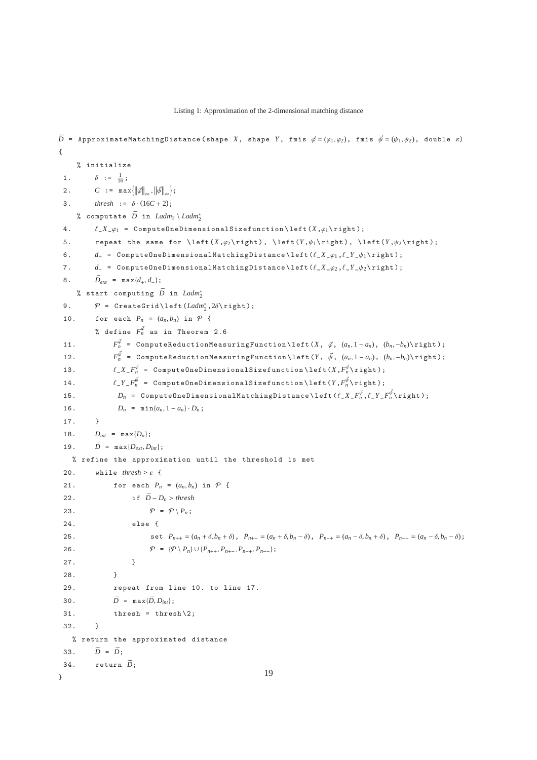Listing 1: Approximation of the 2-dimensional matching distance

```
D̃ = ApproximateMatchingDistance(shape X, shape Y, fmis φ⃗ = (φ1, φ2), fmis ψ⃗ = (ψ1, ψ2), double ε)
{
    % initialize
 1.     δ := 1/16;
 2.     C := max{‖φ⃗‖∞, ‖ψ⃗‖∞};
 3.     thresh := δ·(16C + 2);
    % computate D̄ in Ladm2 \ Ladm2*
 4.     ℓ_X_φ1 = ComputeOneDimensionalSizefunction\left(X, φ1\right);
 5.     repeat the same for \left(X, φ2\right), \left(Y, ψ1\right), \left(Y, ψ2\right);
 6.     d+ = ComputeOneDimensionalMatchingDistance\left(ℓ_X_φ1, ℓ_Y_ψ1\right);
 7.     d- = ComputeOneDimensionalMatchingDistance\left(ℓ_X_φ2, ℓ_Y_ψ2\right);
 8.     D̄ext = max{d+, d-};
    % start computing D̄ in Ladm2*
 9.     P = CreateGrid\left(Ladm2*, 2δ\right);
10.     for each Pn = (an, bn) in P {
        % define Fn^φ⃗ as in Theorem 2.6
11.         Fn^φ⃗ = ComputeReductionMeasuringFunction\left(X, φ⃗, (an, 1 - an), (bn, -bn)\right);
12.         Fn^ψ⃗ = ComputeReductionMeasuringFunction\left(Y, ψ⃗, (an, 1 - an), (bn, -bn)\right);
13.         ℓ_X_Fn^φ⃗ = ComputeOneDimensionalSizefunction\left(X, Fn^φ⃗\right);
14.         ℓ_Y_Fn^ψ⃗ = ComputeOneDimensionalSizefunction\left(Y, Fn^ψ⃗\right);
15.         Dn = ComputeOneDimensionalMatchingDistance\left(ℓ_X_Fn^φ⃗, ℓ_Y_Fn^ψ⃗\right);
16.         Dn = min{an, 1 - an} · Dn;
17.     }
18.     Dint = max{Dn};
19.     D̄ = max{Dext, Dint};
   % refine the approximation until the threshold is met
20.     while thresh ≥ ε {
21.         for each Pn = (an, bn) in P {
22.             if D̄ - Dn > thresh
23.                 P = P \ Pn;
24.             else {
25.                 set Pn++ = (an + δ, bn + δ), Pn+- = (an + δ, bn - δ), Pn-+ = (an - δ, bn + δ), Pn-- = (an - δ, bn - δ);
26.                 P = {P \ Pn} ∪ {Pn++, Pn+-, Pn-+, Pn--};
27.             }
28.         }
29.         repeat from line 10. to line 17.
30.         D̄ = max{D̄, Dint};
31.         thresh = thresh\2;
32.     }
   % return the approximated distance
33.     D̃ = D̄;
34.     return D̃;
}
```